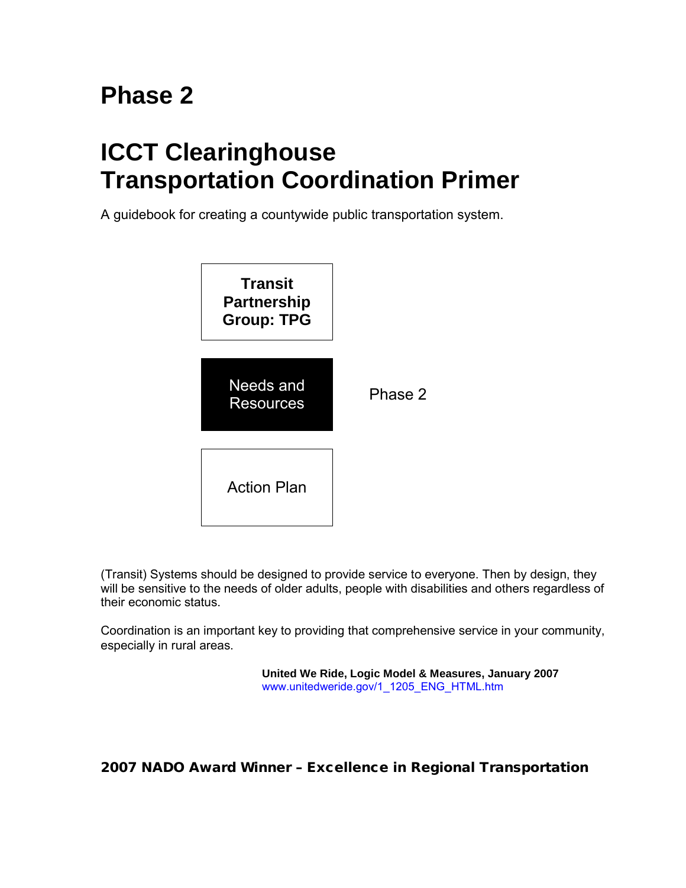# Phase 2

# ICCT Clearinghouse
# Transportation Coordination Primer

A guidebook for creating a countywide public transportation system.

**Transit Partnership Group: TPG**

Needs and Resources — Phase 2

Action Plan

(Transit) Systems should be designed to provide service to everyone. Then by design, they will be sensitive to the needs of older adults, people with disabilities and others regardless of their economic status.

Coordination is an important key to providing that comprehensive service in your community, especially in rural areas.

**United We Ride, Logic Model & Measures, January 2007**
www.unitedweride.gov/1_1205_ENG_HTML.htm

**2007 NADO Award Winner – Excellence in Regional Transportation**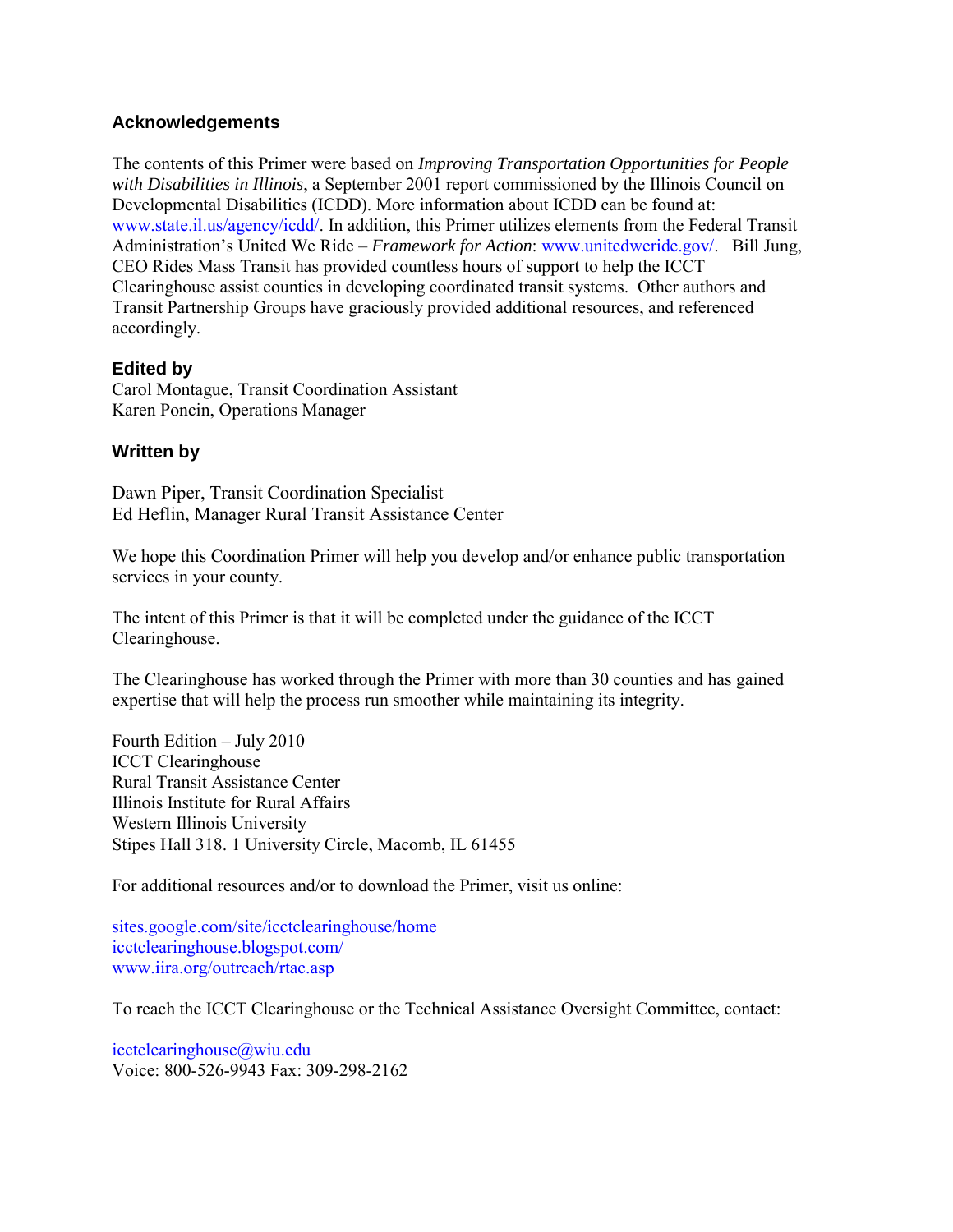## Acknowledgements

The contents of this Primer were based on *Improving Transportation Opportunities for People with Disabilities in Illinois*, a September 2001 report commissioned by the Illinois Council on Developmental Disabilities (ICDD). More information about ICDD can be found at: www.state.il.us/agency/icdd/. In addition, this Primer utilizes elements from the Federal Transit Administration's United We Ride – *Framework for Action*: www.unitedweride.gov/. Bill Jung, CEO Rides Mass Transit has provided countless hours of support to help the ICCT Clearinghouse assist counties in developing coordinated transit systems. Other authors and Transit Partnership Groups have graciously provided additional resources, and referenced accordingly.

## Edited by

Carol Montague, Transit Coordination Assistant
Karen Poncin, Operations Manager

## Written by

Dawn Piper, Transit Coordination Specialist
Ed Heflin, Manager Rural Transit Assistance Center

We hope this Coordination Primer will help you develop and/or enhance public transportation services in your county.

The intent of this Primer is that it will be completed under the guidance of the ICCT Clearinghouse.

The Clearinghouse has worked through the Primer with more than 30 counties and has gained expertise that will help the process run smoother while maintaining its integrity.

Fourth Edition – July 2010
ICCT Clearinghouse
Rural Transit Assistance Center
Illinois Institute for Rural Affairs
Western Illinois University
Stipes Hall 318. 1 University Circle, Macomb, IL 61455

For additional resources and/or to download the Primer, visit us online:

sites.google.com/site/icctclearinghouse/home
icctclearinghouse.blogspot.com/
www.iira.org/outreach/rtac.asp

To reach the ICCT Clearinghouse or the Technical Assistance Oversight Committee, contact:

icctclearinghouse@wiu.edu
Voice: 800-526-9943 Fax: 309-298-2162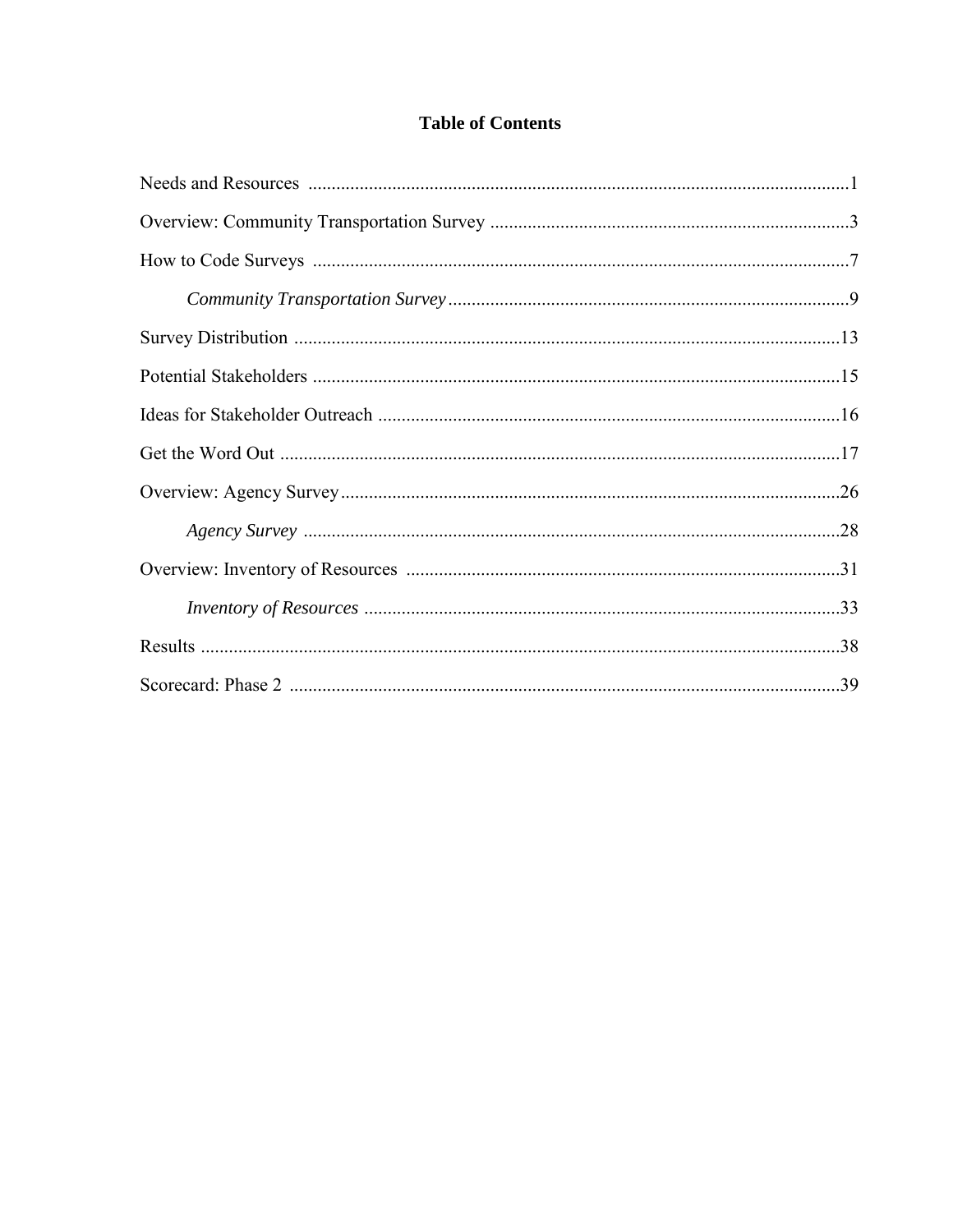# Table of Contents

| | |
|---|---|
| Needs and Resources | 1 |
| Overview: Community Transportation Survey | 3 |
| How to Code Surveys | 7 |
| *Community Transportation Survey* | 9 |
| Survey Distribution | 13 |
| Potential Stakeholders | 15 |
| Ideas for Stakeholder Outreach | 16 |
| Get the Word Out | 17 |
| Overview: Agency Survey | 26 |
| *Agency Survey* | 28 |
| Overview: Inventory of Resources | 31 |
| *Inventory of Resources* | 33 |
| Results | 38 |
| Scorecard: Phase 2 | 39 |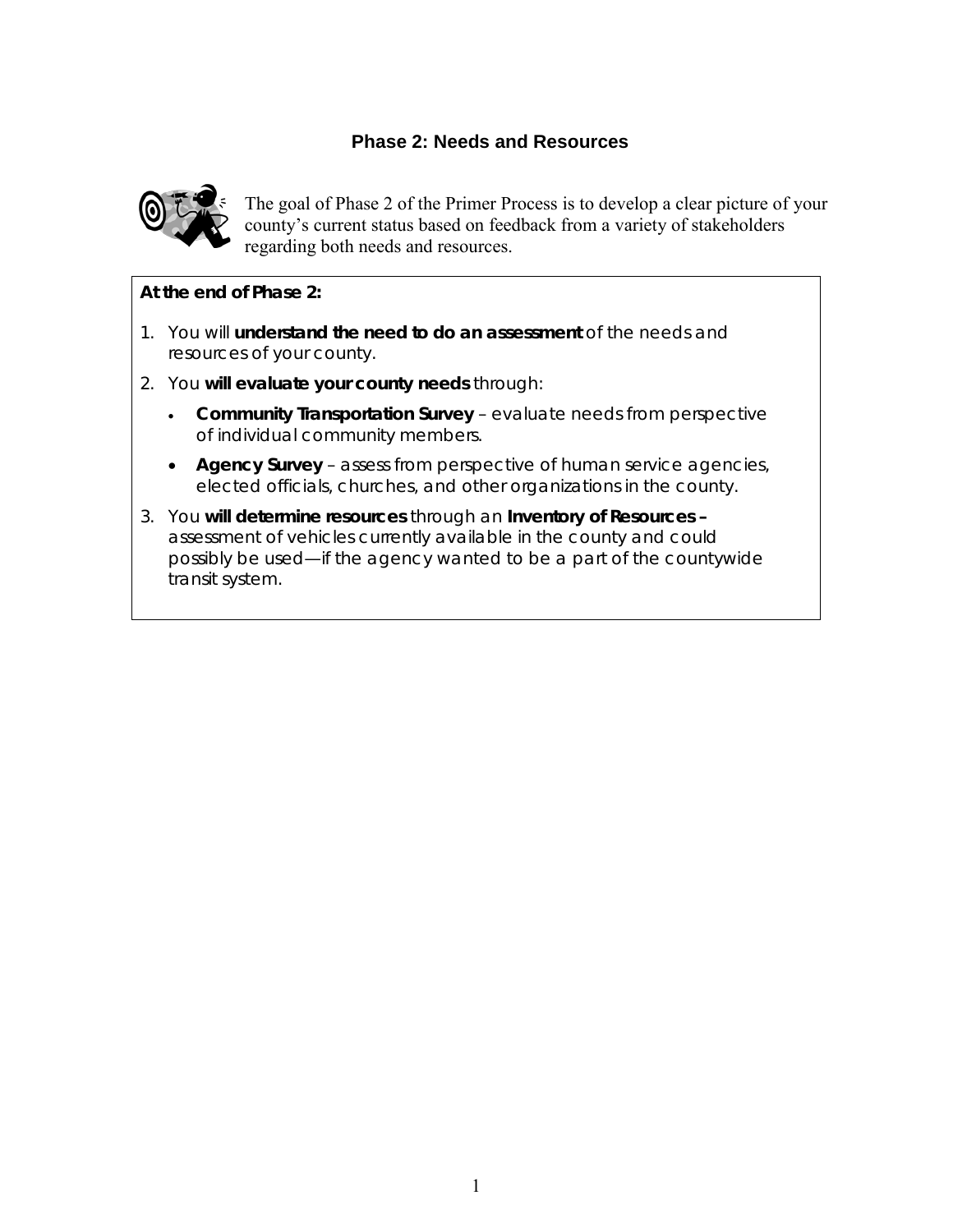## Phase 2: Needs and Resources

The goal of Phase 2 of the Primer Process is to develop a clear picture of your county's current status based on feedback from a variety of stakeholders regarding both needs and resources.

**At the end of Phase 2:**

1. You will **understand the need to do an assessment** of the needs and resources of your county.
2. You **will evaluate your county needs** through:
   - **Community Transportation Survey** – evaluate needs from perspective of individual community members.
   - **Agency Survey** – assess from perspective of human service agencies, elected officials, churches, and other organizations in the county.
3. You **will determine resources** through an **Inventory of Resources –** assessment of vehicles currently available in the county and could possibly be used—if the agency wanted to be a part of the countywide transit system.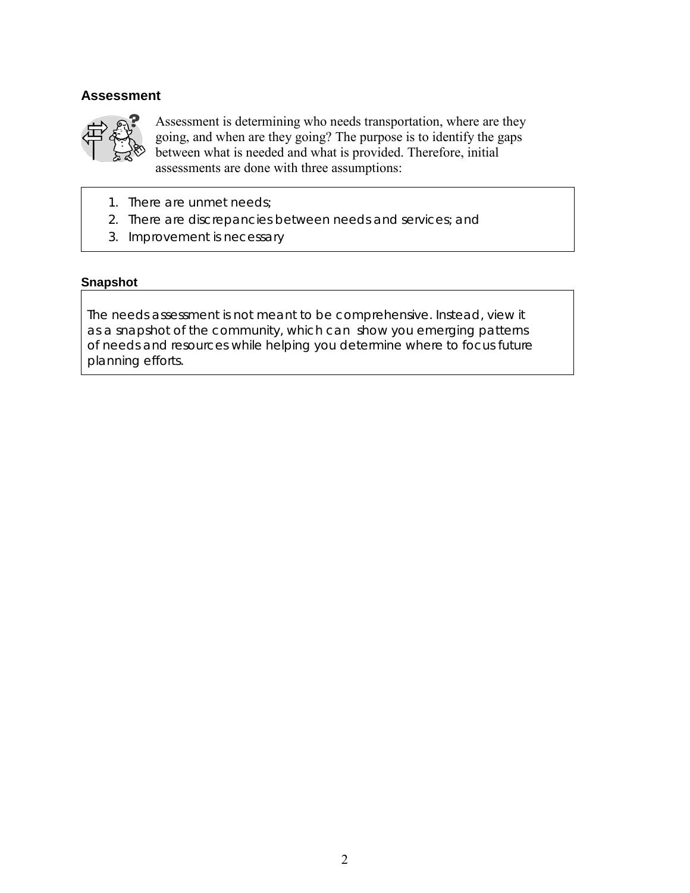## Assessment

Assessment is determining who needs transportation, where are they going, and when are they going? The purpose is to identify the gaps between what is needed and what is provided. Therefore, initial assessments are done with three assumptions:

1. There are unmet needs;
2. There are discrepancies between needs and services; and
3. Improvement is necessary

### Snapshot

The needs assessment is not meant to be comprehensive. Instead, view it as a snapshot of the community, which can show you emerging patterns of needs and resources while helping you determine where to focus future planning efforts.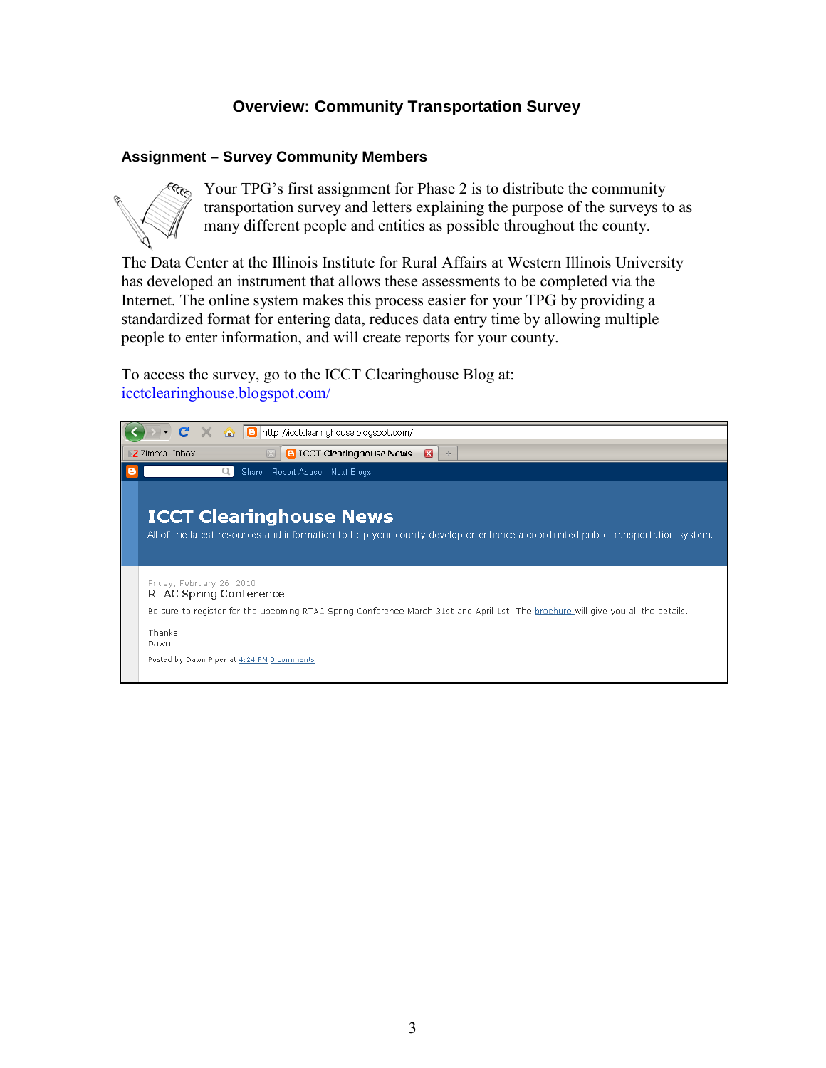## Overview: Community Transportation Survey

### Assignment – Survey Community Members

Your TPG's first assignment for Phase 2 is to distribute the community transportation survey and letters explaining the purpose of the surveys to as many different people and entities as possible throughout the county.

The Data Center at the Illinois Institute for Rural Affairs at Western Illinois University has developed an instrument that allows these assessments to be completed via the Internet. The online system makes this process easier for your TPG by providing a standardized format for entering data, reduces data entry time by allowing multiple people to enter information, and will create reports for your county.

To access the survey, go to the ICCT Clearinghouse Blog at:
icctclearinghouse.blogspot.com/

http://icctclearinghouse.blogspot.com/

Zimbra: Inbox | ICCT Clearinghouse News

Share Report Abuse Next Blog»

**ICCT Clearinghouse News**

All of the latest resources and information to help your county develop or enhance a coordinated public transportation system.

Friday, February 26, 2010

RTAC Spring Conference

Be sure to register for the upcoming RTAC Spring Conference March 31st and April 1st! The brochure will give you all the details.

Thanks!
Dawn

Posted by Dawn Piper at 4:24 PM 0 comments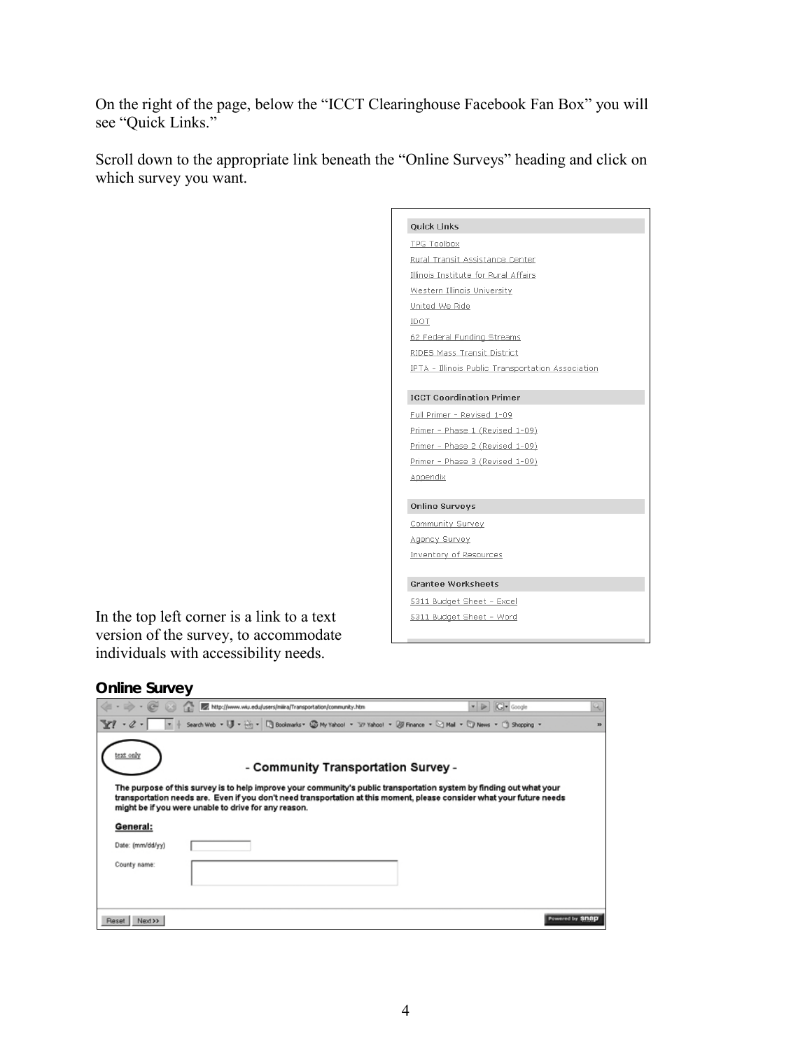On the right of the page, below the "ICCT Clearinghouse Facebook Fan Box" you will see "Quick Links."

Scroll down to the appropriate link beneath the "Online Surveys" heading and click on which survey you want.

Quick Links

TPG Toolbox
Rural Transit Assistance Center
Illinois Institute for Rural Affairs
Western Illinois University
United We Ride
IDOT
62 Federal Funding Streams
RIDES Mass Transit District
IPTA - Illinois Public Transportation Association

ICCT Coordination Primer

Full Primer - Revised 1-09
Primer - Phase 1 (Revised 1-09)
Primer - Phase 2 (Revised 1-09)
Primer - Phase 3 (Revised 1-09)
Appendix

Online Surveys

Community Survey
Agency Survey
Inventory of Resources

Grantee Worksheets

5311 Budget Sheet - Excel
5311 Budget Sheet - Word

In the top left corner is a link to a text version of the survey, to accommodate individuals with accessibility needs.

**Online Survey**

text only

- Community Transportation Survey -

**The purpose of this survey is to help improve your community's public transportation system by finding out what your transportation needs are. Even if you don't need transportation at this moment, please consider what your future needs might be if you were unable to drive for any reason.**

**General:**

Date: (mm/dd/yy)

County name:

Reset | Next >>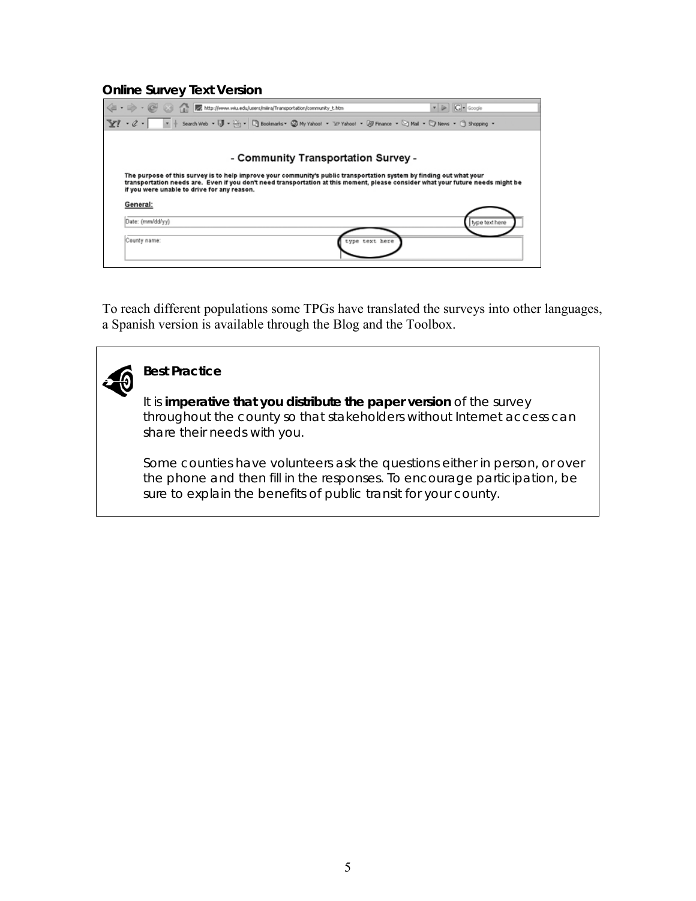**Online Survey Text Version**

- Community Transportation Survey -

The purpose of this survey is to help improve your community's public transportation system by finding out what your transportation needs are. Even if you don't need transportation at this moment, please consider what your future needs might be if you were unable to drive for any reason.

General:

Date: (mm/dd/yy) type text here

County name: type text here

To reach different populations some TPGs have translated the surveys into other languages, a Spanish version is available through the Blog and the Toolbox.

> **Best Practice**
>
> It is **imperative that you distribute the paper version** of the survey throughout the county so that stakeholders without Internet access can share their needs with you.
>
> Some counties have volunteers ask the questions either in person, or over the phone and then fill in the responses. To encourage participation, be sure to explain the benefits of public transit for your county.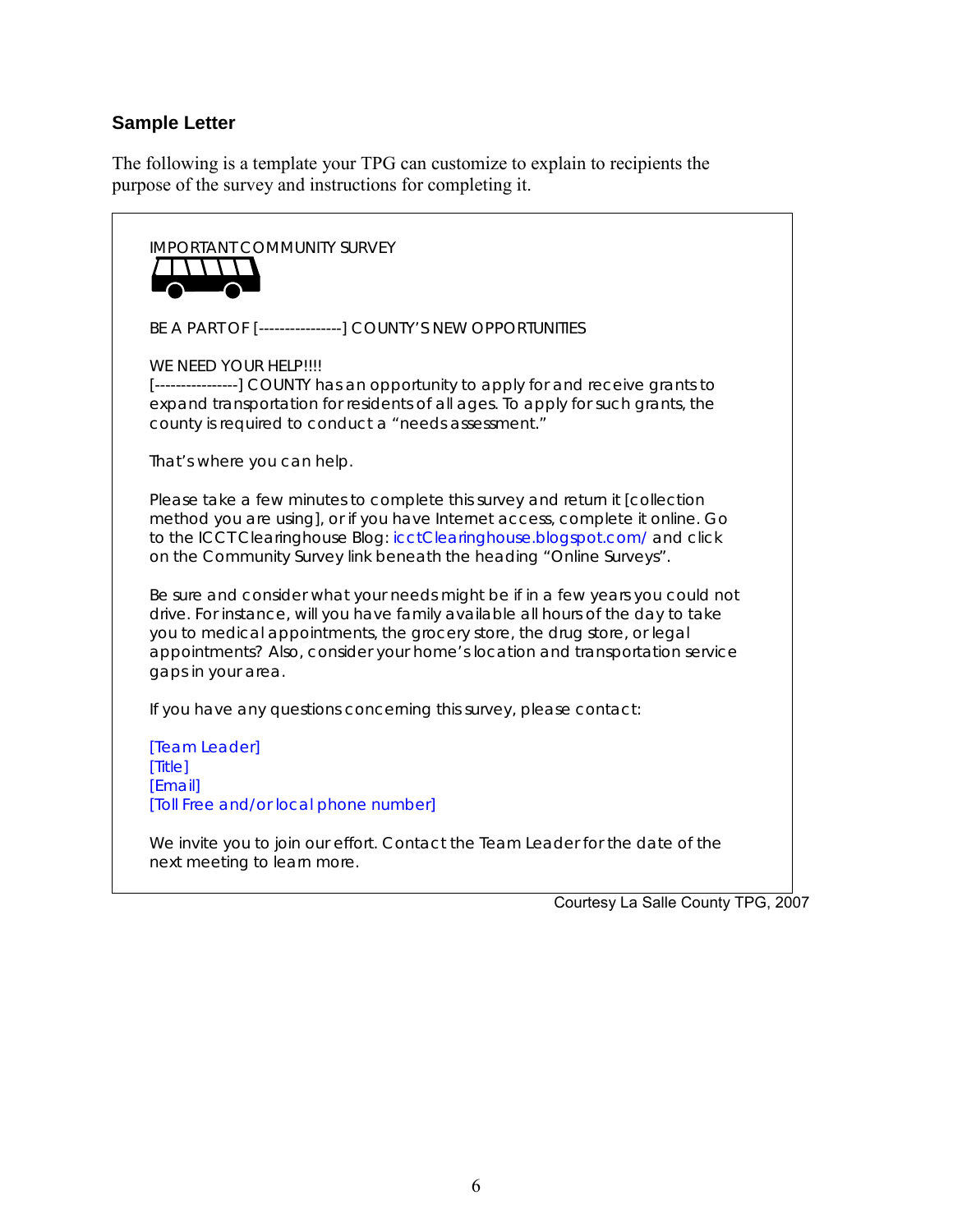### Sample Letter

The following is a template your TPG can customize to explain to recipients the purpose of the survey and instructions for completing it.

> IMPORTANT COMMUNITY SURVEY
>
> BE A PART OF [----------------] COUNTY'S NEW OPPORTUNITIES
>
> WE NEED YOUR HELP!!!!
> [----------------] COUNTY has an opportunity to apply for and receive grants to expand transportation for residents of all ages. To apply for such grants, the county is required to conduct a "needs assessment."
>
> That's where you can help.
>
> Please take a few minutes to complete this survey and return it [collection method you are using], or if you have Internet access, complete it online. Go to the ICCT Clearinghouse Blog: icctClearinghouse.blogspot.com/ and click on the Community Survey link beneath the heading "Online Surveys".
>
> Be sure and consider what your needs might be if in a few years you could not drive. For instance, will you have family available all hours of the day to take you to medical appointments, the grocery store, the drug store, or legal appointments? Also, consider your home's location and transportation service gaps in your area.
>
> If you have any questions concerning this survey, please contact:
>
> [Team Leader]
> [Title]
> [Email]
> [Toll Free and/or local phone number]
>
> We invite you to join our effort. Contact the Team Leader for the date of the next meeting to learn more.

Courtesy La Salle County TPG, 2007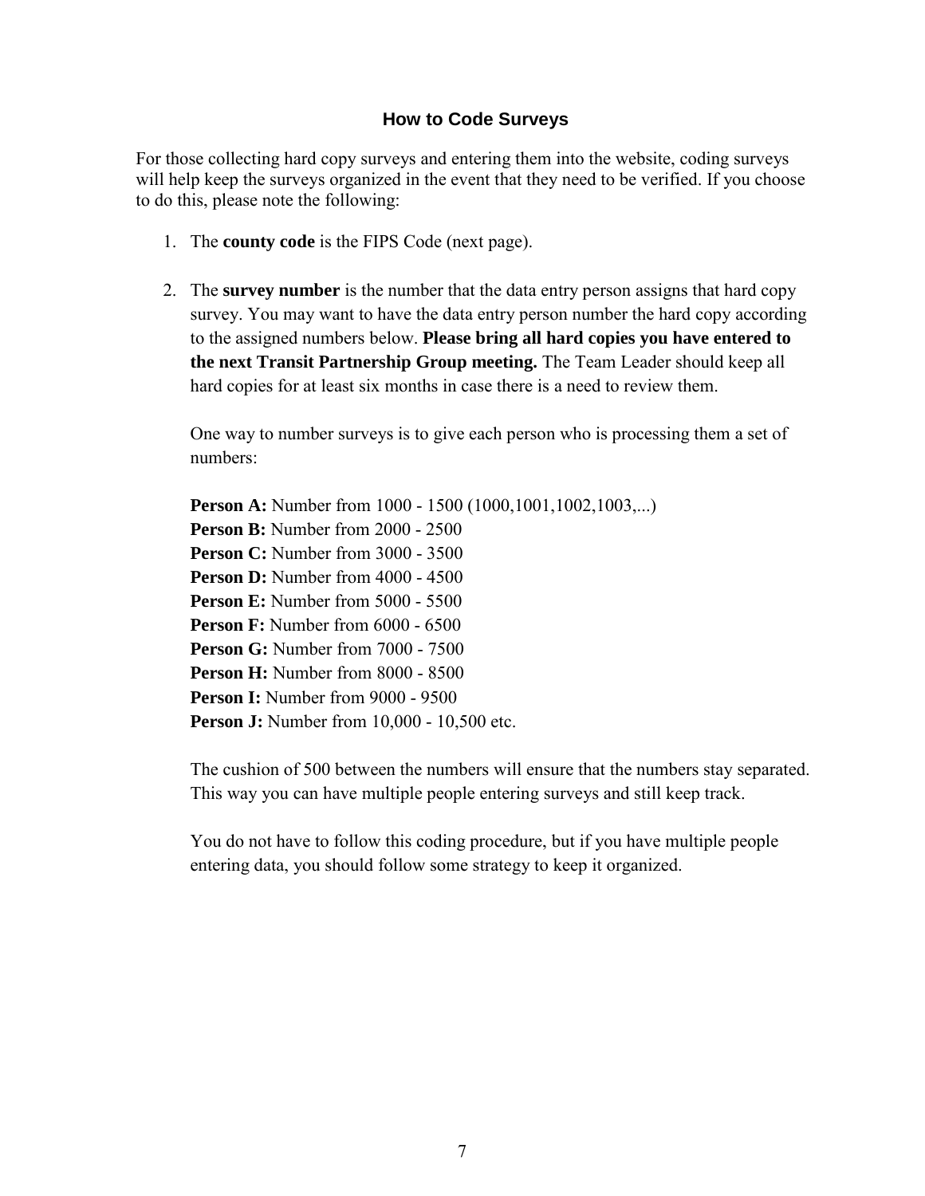## How to Code Surveys

For those collecting hard copy surveys and entering them into the website, coding surveys will help keep the surveys organized in the event that they need to be verified. If you choose to do this, please note the following:

1. The **county code** is the FIPS Code (next page).

2. The **survey number** is the number that the data entry person assigns that hard copy survey. You may want to have the data entry person number the hard copy according to the assigned numbers below. **Please bring all hard copies you have entered to the next Transit Partnership Group meeting.** The Team Leader should keep all hard copies for at least six months in case there is a need to review them.

   One way to number surveys is to give each person who is processing them a set of numbers:

   **Person A:** Number from 1000 - 1500 (1000,1001,1002,1003,...)
   **Person B:** Number from 2000 - 2500
   **Person C:** Number from 3000 - 3500
   **Person D:** Number from 4000 - 4500
   **Person E:** Number from 5000 - 5500
   **Person F:** Number from 6000 - 6500
   **Person G:** Number from 7000 - 7500
   **Person H:** Number from 8000 - 8500
   **Person I:** Number from 9000 - 9500
   **Person J:** Number from 10,000 - 10,500 etc.

   The cushion of 500 between the numbers will ensure that the numbers stay separated. This way you can have multiple people entering surveys and still keep track.

   You do not have to follow this coding procedure, but if you have multiple people entering data, you should follow some strategy to keep it organized.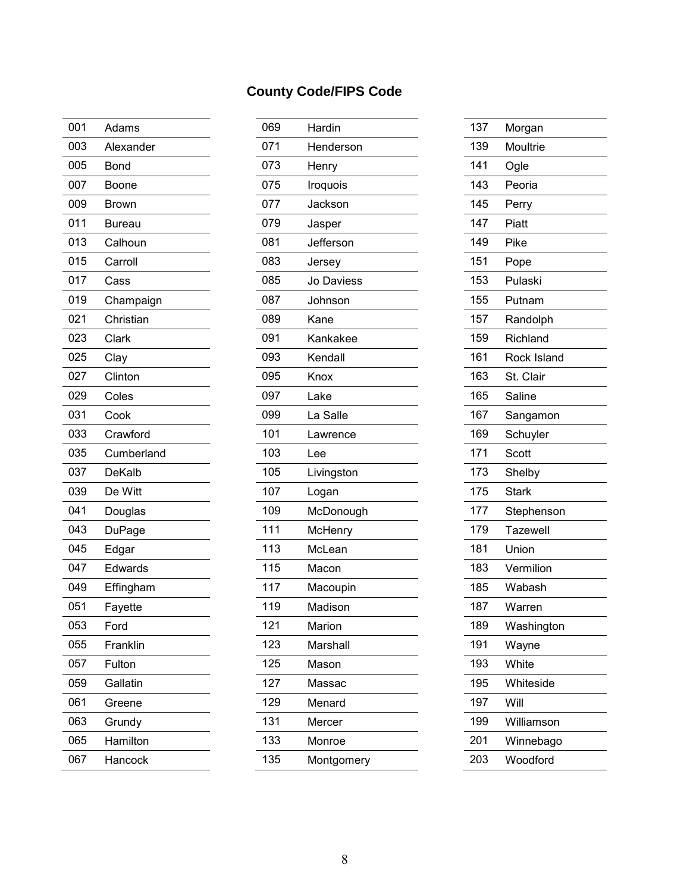**County Code/FIPS Code**

| Code | County |
|---|---|
| 001 | Adams |
| 003 | Alexander |
| 005 | Bond |
| 007 | Boone |
| 009 | Brown |
| 011 | Bureau |
| 013 | Calhoun |
| 015 | Carroll |
| 017 | Cass |
| 019 | Champaign |
| 021 | Christian |
| 023 | Clark |
| 025 | Clay |
| 027 | Clinton |
| 029 | Coles |
| 031 | Cook |
| 033 | Crawford |
| 035 | Cumberland |
| 037 | DeKalb |
| 039 | De Witt |
| 041 | Douglas |
| 043 | DuPage |
| 045 | Edgar |
| 047 | Edwards |
| 049 | Effingham |
| 051 | Fayette |
| 053 | Ford |
| 055 | Franklin |
| 057 | Fulton |
| 059 | Gallatin |
| 061 | Greene |
| 063 | Grundy |
| 065 | Hamilton |
| 067 | Hancock |
| 069 | Hardin |
| 071 | Henderson |
| 073 | Henry |
| 075 | Iroquois |
| 077 | Jackson |
| 079 | Jasper |
| 081 | Jefferson |
| 083 | Jersey |
| 085 | Jo Daviess |
| 087 | Johnson |
| 089 | Kane |
| 091 | Kankakee |
| 093 | Kendall |
| 095 | Knox |
| 097 | Lake |
| 099 | La Salle |
| 101 | Lawrence |
| 103 | Lee |
| 105 | Livingston |
| 107 | Logan |
| 109 | McDonough |
| 111 | McHenry |
| 113 | McLean |
| 115 | Macon |
| 117 | Macoupin |
| 119 | Madison |
| 121 | Marion |
| 123 | Marshall |
| 125 | Mason |
| 127 | Massac |
| 129 | Menard |
| 131 | Mercer |
| 133 | Monroe |
| 135 | Montgomery |
| 137 | Morgan |
| 139 | Moultrie |
| 141 | Ogle |
| 143 | Peoria |
| 145 | Perry |
| 147 | Piatt |
| 149 | Pike |
| 151 | Pope |
| 153 | Pulaski |
| 155 | Putnam |
| 157 | Randolph |
| 159 | Richland |
| 161 | Rock Island |
| 163 | St. Clair |
| 165 | Saline |
| 167 | Sangamon |
| 169 | Schuyler |
| 171 | Scott |
| 173 | Shelby |
| 175 | Stark |
| 177 | Stephenson |
| 179 | Tazewell |
| 181 | Union |
| 183 | Vermilion |
| 185 | Wabash |
| 187 | Warren |
| 189 | Washington |
| 191 | Wayne |
| 193 | White |
| 195 | Whiteside |
| 197 | Will |
| 199 | Williamson |
| 201 | Winnebago |
| 203 | Woodford |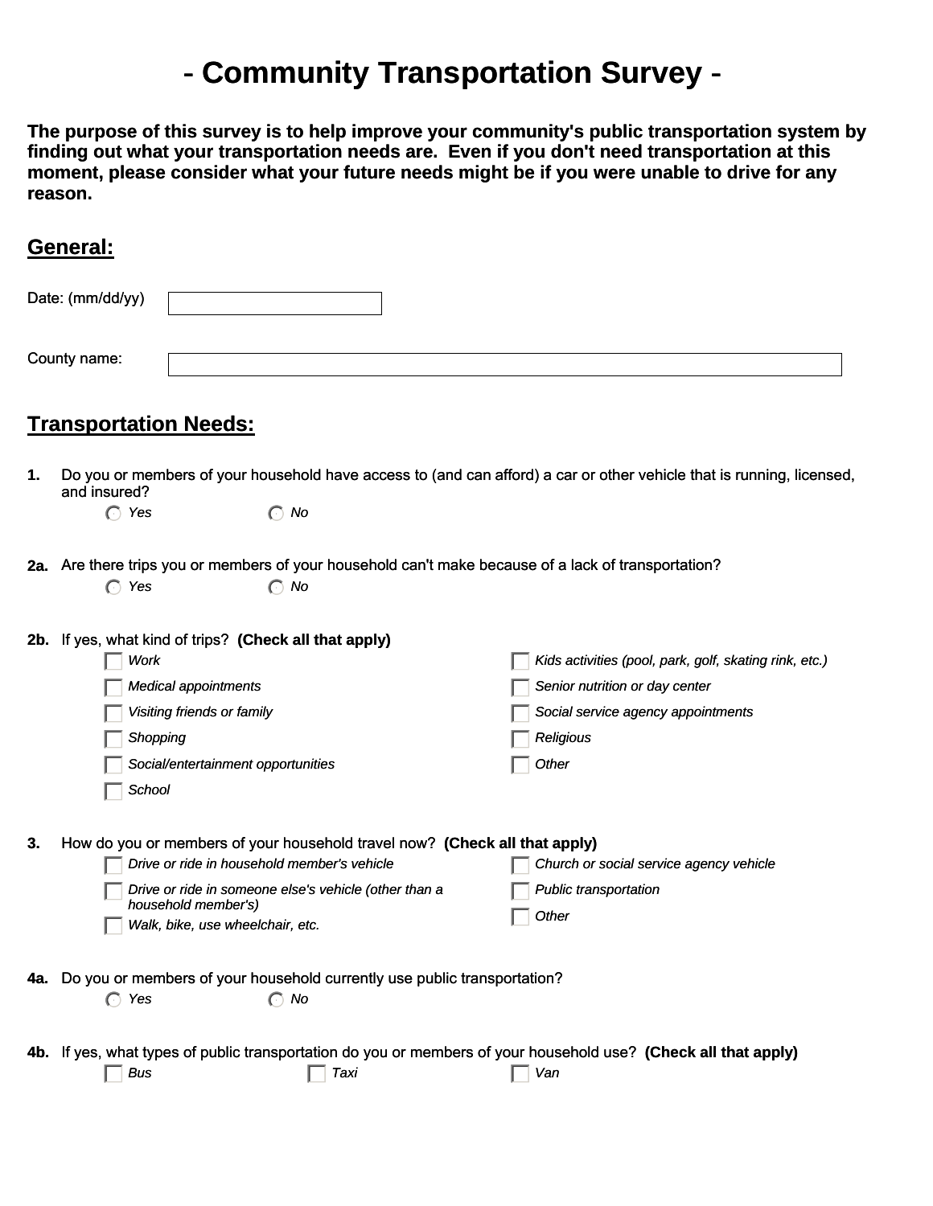# - Community Transportation Survey -

**The purpose of this survey is to help improve your community's public transportation system by finding out what your transportation needs are. Even if you don't need transportation at this moment, please consider what your future needs might be if you were unable to drive for any reason.**

## General:

Date: (mm/dd/yy) ____________________

County name: ____________________

## Transportation Needs:

**1.** Do you or members of your household have access to (and can afford) a car or other vehicle that is running, licensed, and insured?

- ○ *Yes*
- ○ *No*

**2a.** Are there trips you or members of your household can't make because of a lack of transportation?

- ○ *Yes*
- ○ *No*

**2b.** If yes, what kind of trips? **(Check all that apply)**

- ☐ *Work*
- ☐ *Medical appointments*
- ☐ *Visiting friends or family*
- ☐ *Shopping*
- ☐ *Social/entertainment opportunities*
- ☐ *School*
- ☐ *Kids activities (pool, park, golf, skating rink, etc.)*
- ☐ *Senior nutrition or day center*
- ☐ *Social service agency appointments*
- ☐ *Religious*
- ☐ *Other*

**3.** How do you or members of your household travel now? **(Check all that apply)**

- ☐ *Drive or ride in household member's vehicle*
- ☐ *Drive or ride in someone else's vehicle (other than a household member's)*
- ☐ *Walk, bike, use wheelchair, etc.*
- ☐ *Church or social service agency vehicle*
- ☐ *Public transportation*
- ☐ *Other*

**4a.** Do you or members of your household currently use public transportation?

- ○ *Yes*
- ○ *No*

**4b.** If yes, what types of public transportation do you or members of your household use? **(Check all that apply)**

- ☐ *Bus*
- ☐ *Taxi*
- ☐ *Van*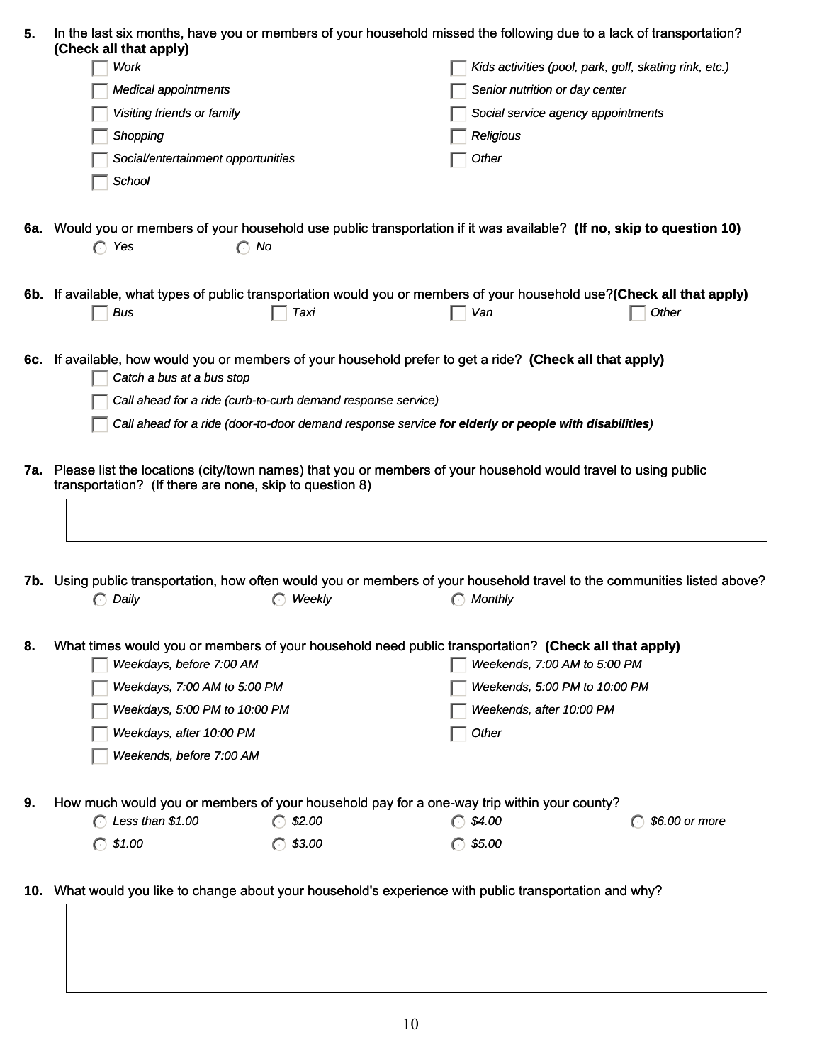**5.** In the last six months, have you or members of your household missed the following due to a lack of transportation? **(Check all that apply)**

- ☐ *Work*
- ☐ *Medical appointments*
- ☐ *Visiting friends or family*
- ☐ *Shopping*
- ☐ *Social/entertainment opportunities*
- ☐ *School*
- ☐ *Kids activities (pool, park, golf, skating rink, etc.)*
- ☐ *Senior nutrition or day center*
- ☐ *Social service agency appointments*
- ☐ *Religious*
- ☐ *Other*

**6a.** Would you or members of your household use public transportation if it was available? **(If no, skip to question 10)**

- ◯ *Yes*
- ◯ *No*

**6b.** If available, what types of public transportation would you or members of your household use? **(Check all that apply)**

- ☐ *Bus*
- ☐ *Taxi*
- ☐ *Van*
- ☐ *Other*

**6c.** If available, how would you or members of your household prefer to get a ride? **(Check all that apply)**

- ☐ *Catch a bus at a bus stop*
- ☐ *Call ahead for a ride (curb-to-curb demand response service)*
- ☐ *Call ahead for a ride (door-to-door demand response service **for elderly or people with disabilities**)*

**7a.** Please list the locations (city/town names) that you or members of your household would travel to using public transportation? (If there are none, skip to question 8)

**7b.** Using public transportation, how often would you or members of your household travel to the communities listed above?

- ◯ *Daily*
- ◯ *Weekly*
- ◯ *Monthly*

**8.** What times would you or members of your household need public transportation? **(Check all that apply)**

- ☐ *Weekdays, before 7:00 AM*
- ☐ *Weekdays, 7:00 AM to 5:00 PM*
- ☐ *Weekdays, 5:00 PM to 10:00 PM*
- ☐ *Weekdays, after 10:00 PM*
- ☐ *Weekends, before 7:00 AM*
- ☐ *Weekends, 7:00 AM to 5:00 PM*
- ☐ *Weekends, 5:00 PM to 10:00 PM*
- ☐ *Weekends, after 10:00 PM*
- ☐ *Other*

**9.** How much would you or members of your household pay for a one-way trip within your county?

- ◯ *Less than $1.00*
- ◯ *$1.00*
- ◯ *$2.00*
- ◯ *$3.00*
- ◯ *$4.00*
- ◯ *$5.00*
- ◯ *$6.00 or more*

**10.** What would you like to change about your household's experience with public transportation and why?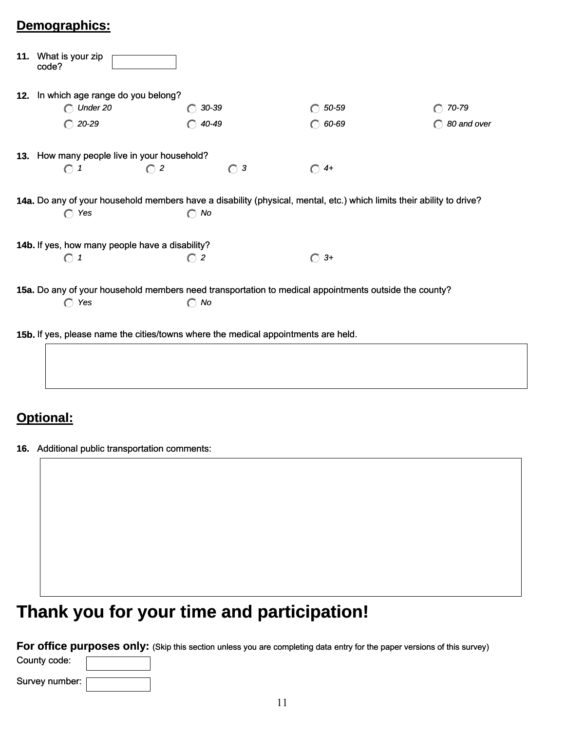## Demographics:

**11.** What is your zip code? ______

**12.** In which age range do you belong?

- ○ *Under 20*
- ○ *20-29*
- ○ *30-39*
- ○ *40-49*
- ○ *50-59*
- ○ *60-69*
- ○ *70-79*
- ○ *80 and over*

**13.** How many people live in your household?

- ○ *1*
- ○ *2*
- ○ *3*
- ○ *4+*

**14a.** Do any of your household members have a disability (physical, mental, etc.) which limits their ability to drive?

- ○ *Yes*
- ○ *No*

**14b.** If yes, how many people have a disability?

- ○ *1*
- ○ *2*
- ○ *3+*

**15a.** Do any of your household members need transportation to medical appointments outside the county?

- ○ *Yes*
- ○ *No*

**15b.** If yes, please name the cities/towns where the medical appointments are held.

______

## Optional:

**16.** Additional public transportation comments:

______

# Thank you for your time and participation!

**For office purposes only:** (Skip this section unless you are completing data entry for the paper versions of this survey)

County code: ______

Survey number: ______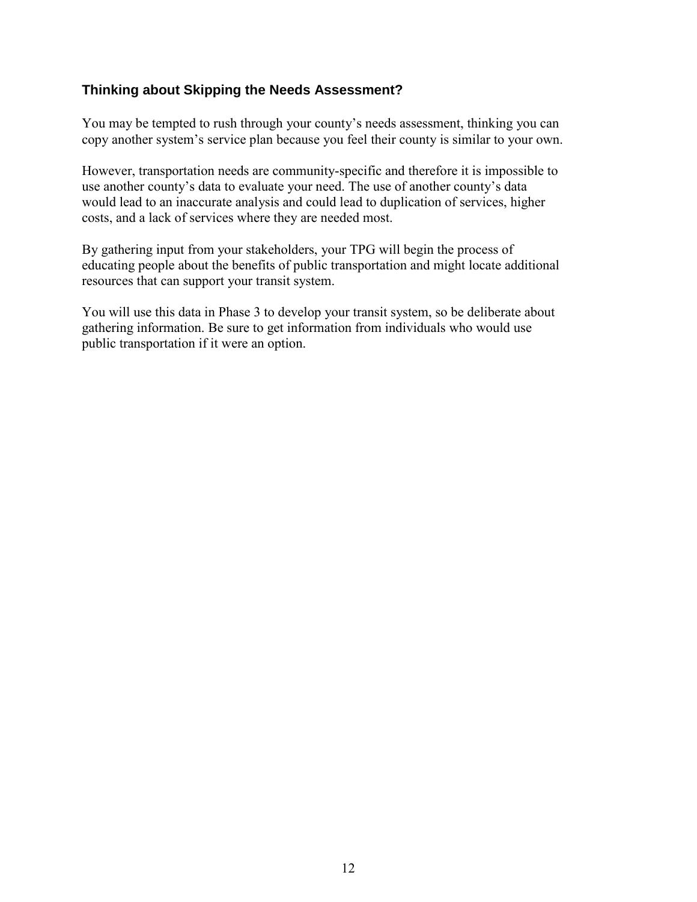### Thinking about Skipping the Needs Assessment?

You may be tempted to rush through your county's needs assessment, thinking you can copy another system's service plan because you feel their county is similar to your own.

However, transportation needs are community-specific and therefore it is impossible to use another county's data to evaluate your need. The use of another county's data would lead to an inaccurate analysis and could lead to duplication of services, higher costs, and a lack of services where they are needed most.

By gathering input from your stakeholders, your TPG will begin the process of educating people about the benefits of public transportation and might locate additional resources that can support your transit system.

You will use this data in Phase 3 to develop your transit system, so be deliberate about gathering information. Be sure to get information from individuals who would use public transportation if it were an option.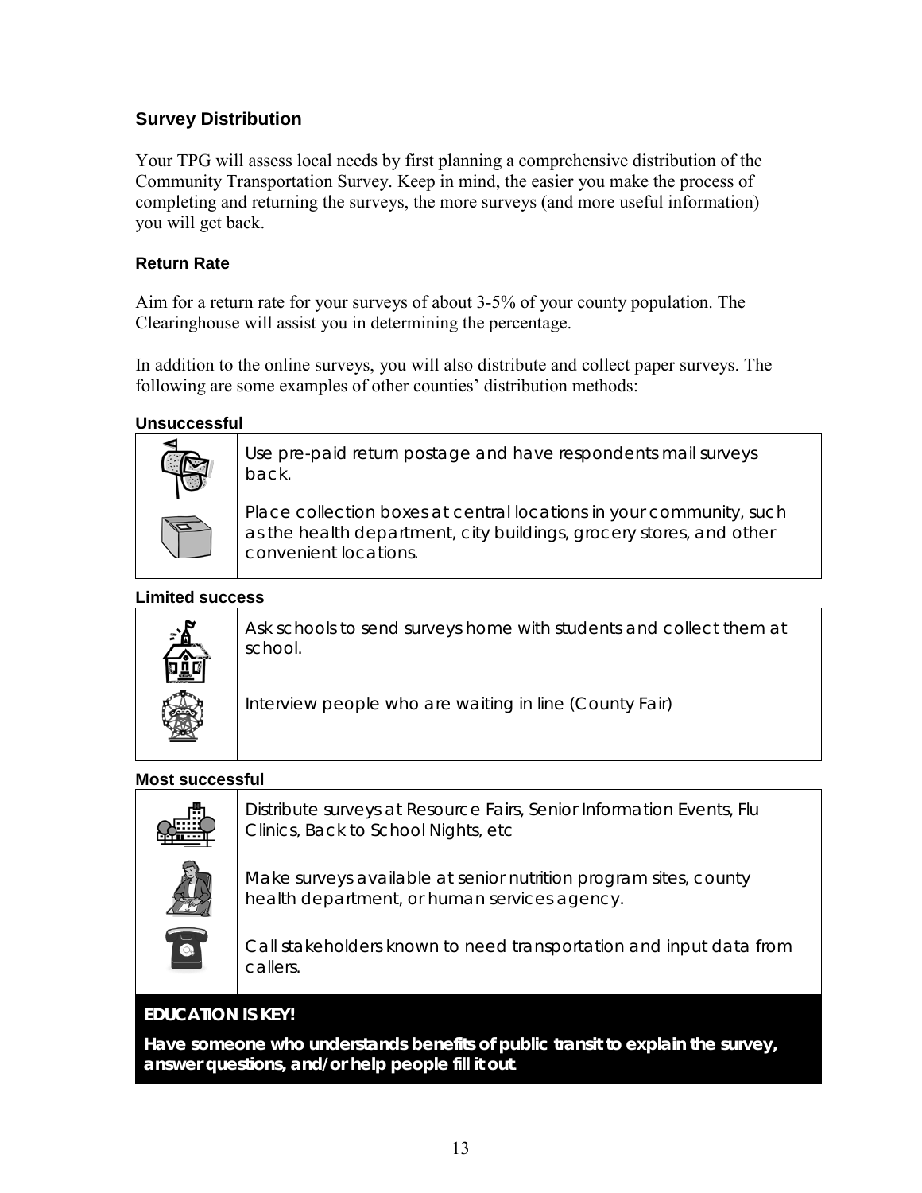## Survey Distribution

Your TPG will assess local needs by first planning a comprehensive distribution of the Community Transportation Survey. Keep in mind, the easier you make the process of completing and returning the surveys, the more surveys (and more useful information) you will get back.

### Return Rate

Aim for a return rate for your surveys of about 3-5% of your county population. The Clearinghouse will assist you in determining the percentage.

In addition to the online surveys, you will also distribute and collect paper surveys. The following are some examples of other counties' distribution methods:

**Unsuccessful**

- Use pre-paid return postage and have respondents mail surveys back.
- Place collection boxes at central locations in your community, such as the health department, city buildings, grocery stores, and other convenient locations.

**Limited success**

- Ask schools to send surveys home with students and collect them at school.
- Interview people who are waiting in line (County Fair)

**Most successful**

- Distribute surveys at Resource Fairs, Senior Information Events, Flu Clinics, Back to School Nights, etc
- Make surveys available at senior nutrition program sites, county health department, or human services agency.
- Call stakeholders known to need transportation and input data from callers.

**EDUCATION IS KEY!**

**Have someone who understands benefits of public transit to explain the survey, answer questions, and/or help people fill it out.**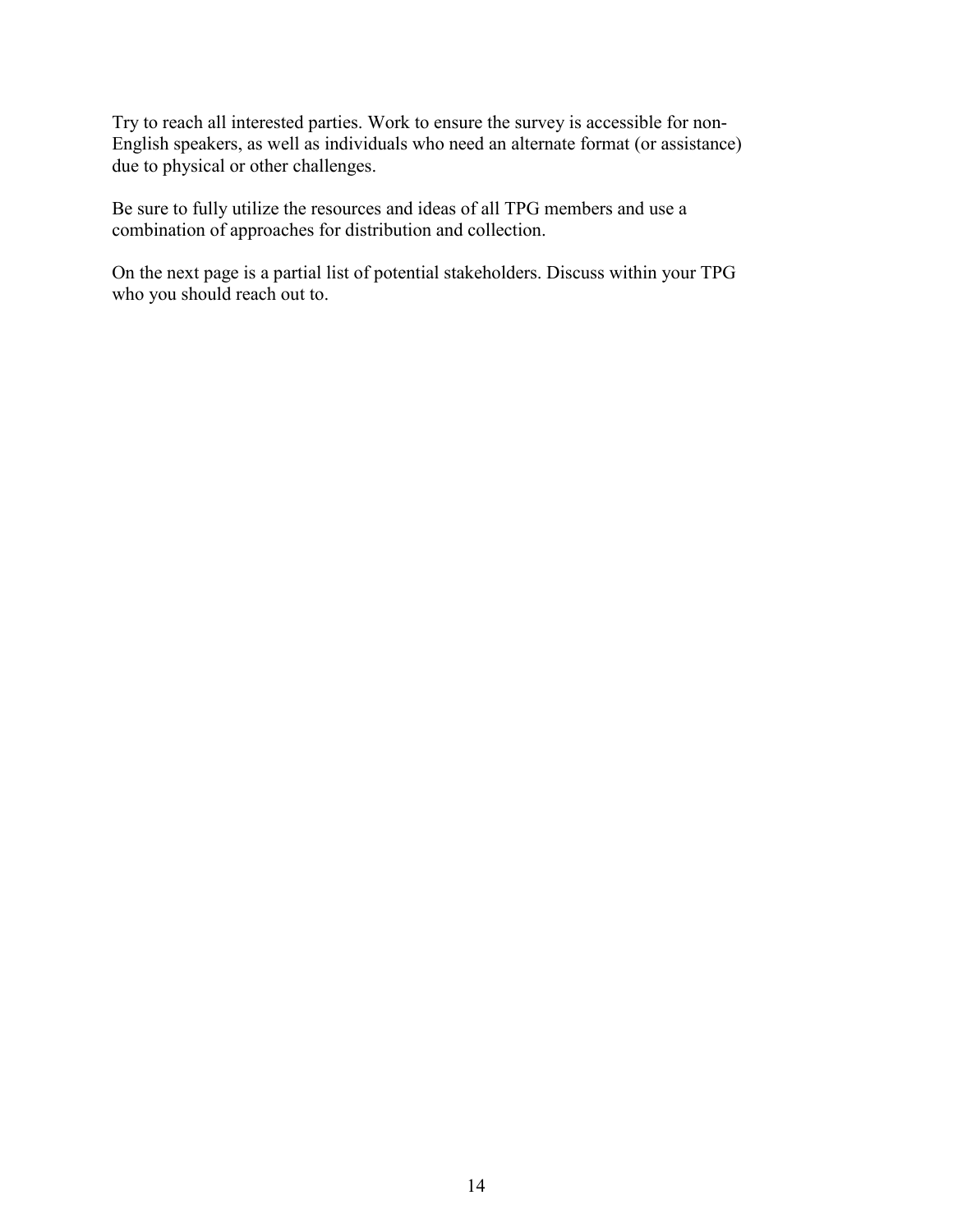Try to reach all interested parties. Work to ensure the survey is accessible for non-English speakers, as well as individuals who need an alternate format (or assistance) due to physical or other challenges.

Be sure to fully utilize the resources and ideas of all TPG members and use a combination of approaches for distribution and collection.

On the next page is a partial list of potential stakeholders. Discuss within your TPG who you should reach out to.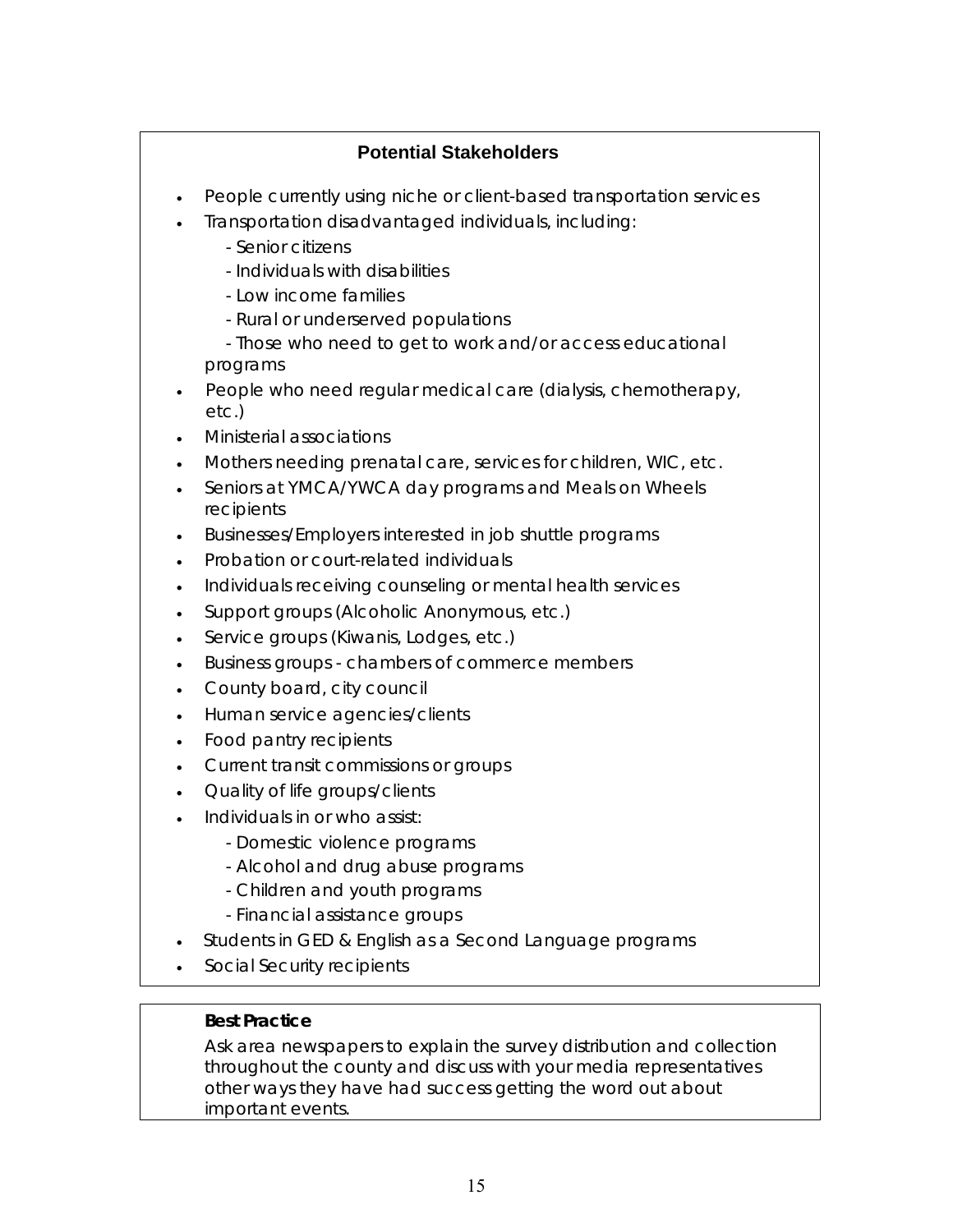### Potential Stakeholders

- People currently using niche or client-based transportation services
- Transportation disadvantaged individuals, including:
  - Senior citizens
  - Individuals with disabilities
  - Low income families
  - Rural or underserved populations
  - Those who need to get to work and/or access educational programs
- People who need regular medical care (dialysis, chemotherapy, etc.)
- Ministerial associations
- Mothers needing prenatal care, services for children, WIC, etc.
- Seniors at YMCA/YWCA day programs and Meals on Wheels recipients
- Businesses/Employers interested in job shuttle programs
- Probation or court-related individuals
- Individuals receiving counseling or mental health services
- Support groups (Alcoholic Anonymous, etc.)
- Service groups (Kiwanis, Lodges, etc.)
- Business groups - chambers of commerce members
- County board, city council
- Human service agencies/clients
- Food pantry recipients
- Current transit commissions or groups
- Quality of life groups/clients
- Individuals in or who assist:
  - Domestic violence programs
  - Alcohol and drug abuse programs
  - Children and youth programs
  - Financial assistance groups
- Students in GED & English as a Second Language programs
- Social Security recipients

**Best Practice**

Ask area newspapers to explain the survey distribution and collection throughout the county and discuss with your media representatives other ways they have had success getting the word out about important events.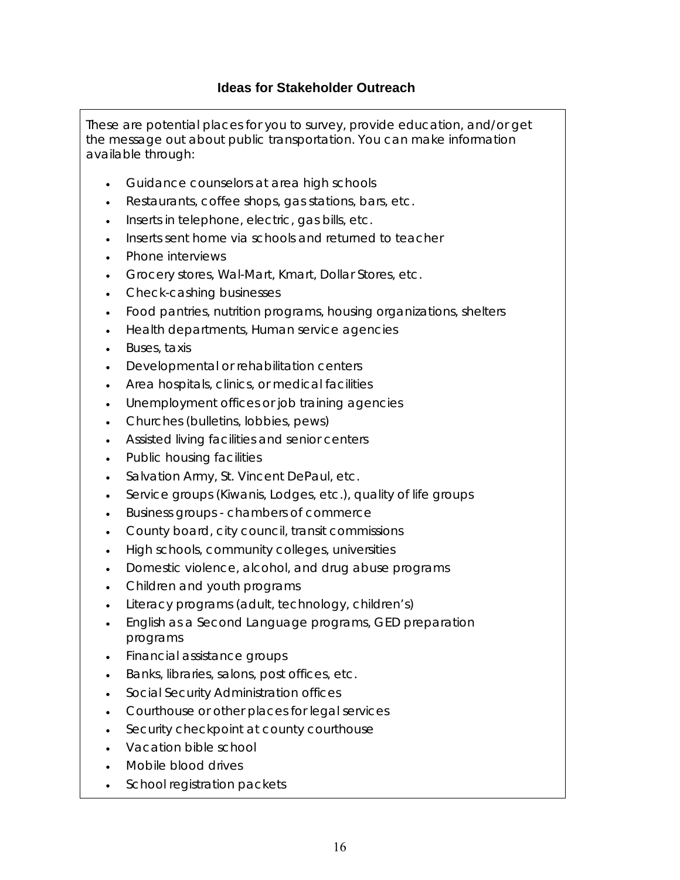## Ideas for Stakeholder Outreach

*These are potential places for you to survey, provide education, and/or get the message out about public transportation. You can make information available through:*

- Guidance counselors at area high schools
- Restaurants, coffee shops, gas stations, bars, etc.
- Inserts in telephone, electric, gas bills, etc.
- Inserts sent home via schools and returned to teacher
- Phone interviews
- Grocery stores, Wal-Mart, Kmart, Dollar Stores, etc.
- Check-cashing businesses
- Food pantries, nutrition programs, housing organizations, shelters
- Health departments, Human service agencies
- Buses, taxis
- Developmental or rehabilitation centers
- Area hospitals, clinics, or medical facilities
- Unemployment offices or job training agencies
- Churches (bulletins, lobbies, pews)
- Assisted living facilities and senior centers
- Public housing facilities
- Salvation Army, St. Vincent DePaul, etc.
- Service groups (Kiwanis, Lodges, etc.), quality of life groups
- Business groups - chambers of commerce
- County board, city council, transit commissions
- High schools, community colleges, universities
- Domestic violence, alcohol, and drug abuse programs
- Children and youth programs
- Literacy programs (adult, technology, children's)
- English as a Second Language programs, GED preparation programs
- Financial assistance groups
- Banks, libraries, salons, post offices, etc.
- Social Security Administration offices
- Courthouse or other places for legal services
- Security checkpoint at county courthouse
- Vacation bible school
- Mobile blood drives
- School registration packets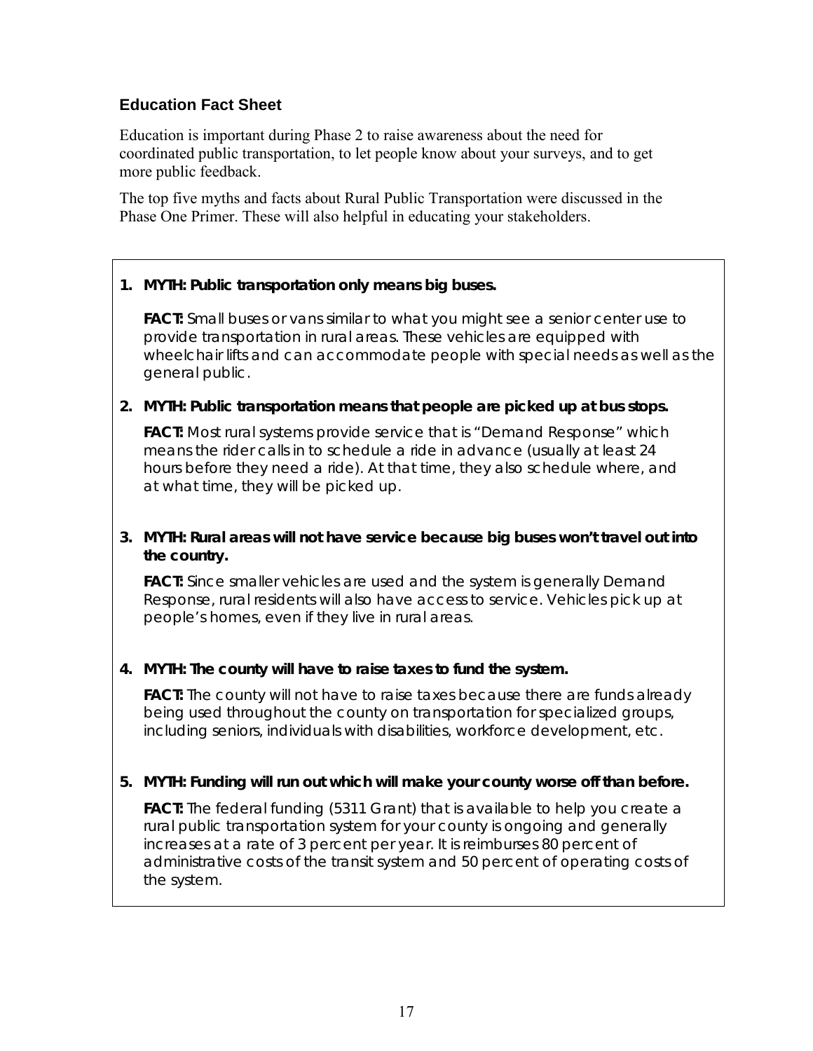## Education Fact Sheet

Education is important during Phase 2 to raise awareness about the need for coordinated public transportation, to let people know about your surveys, and to get more public feedback.

The top five myths and facts about Rural Public Transportation were discussed in the Phase One Primer. These will also helpful in educating your stakeholders.

1. **MYTH: Public transportation only means big buses.**

   **FACT:** Small buses or vans similar to what you might see a senior center use to provide transportation in rural areas. These vehicles are equipped with wheelchair lifts and can accommodate people with special needs as well as the general public.

2. **MYTH: Public transportation means that people are picked up at bus stops.**

   **FACT:** Most rural systems provide service that is "Demand Response" which means the rider calls in to schedule a ride in advance (usually at least 24 hours before they need a ride). At that time, they also schedule where, and at what time, they will be picked up.

3. **MYTH: Rural areas will not have service because big buses won't travel out into the country.**

   **FACT:** Since smaller vehicles are used and the system is generally Demand Response, rural residents will also have access to service. Vehicles pick up at people's homes, even if they live in rural areas.

4. **MYTH: The county will have to raise taxes to fund the system.**

   **FACT:** The county will not have to raise taxes because there are funds already being used throughout the county on transportation for specialized groups, including seniors, individuals with disabilities, workforce development, etc.

5. **MYTH: Funding will run out which will make your county worse off than before.**

   **FACT:** The federal funding (5311 Grant) that is available to help you create a rural public transportation system for your county is ongoing and generally increases at a rate of 3 percent per year. It is reimburses 80 percent of administrative costs of the transit system and 50 percent of operating costs of the system.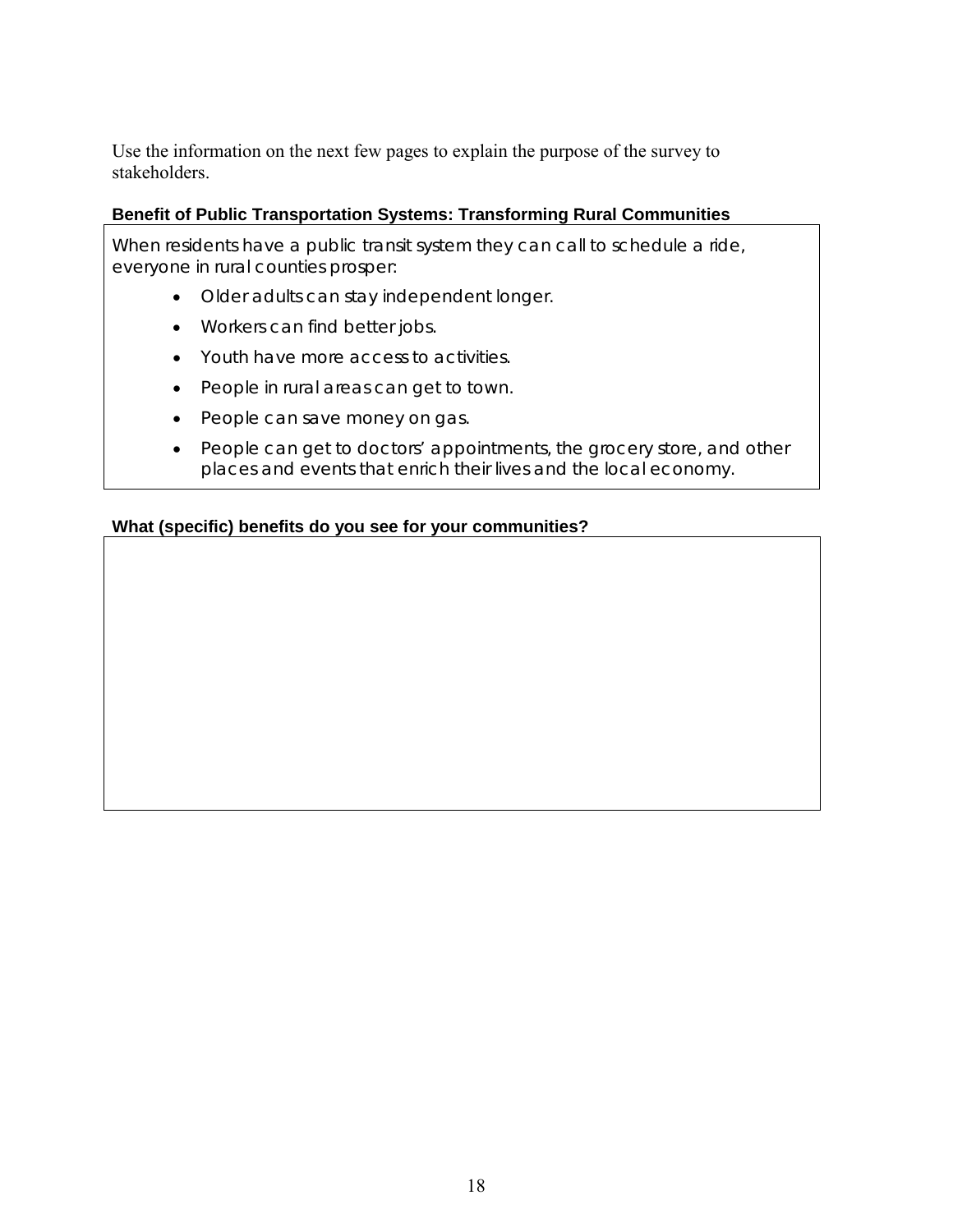Use the information on the next few pages to explain the purpose of the survey to stakeholders.

### Benefit of Public Transportation Systems: Transforming Rural Communities

When residents have a public transit system they can call to schedule a ride, everyone in rural counties prosper:

- Older adults can stay independent longer.
- Workers can find better jobs.
- Youth have more access to activities.
- People in rural areas can get to town.
- People can save money on gas.
- People can get to doctors' appointments, the grocery store, and other places and events that enrich their lives and the local economy.

### What (specific) benefits do you see for your communities?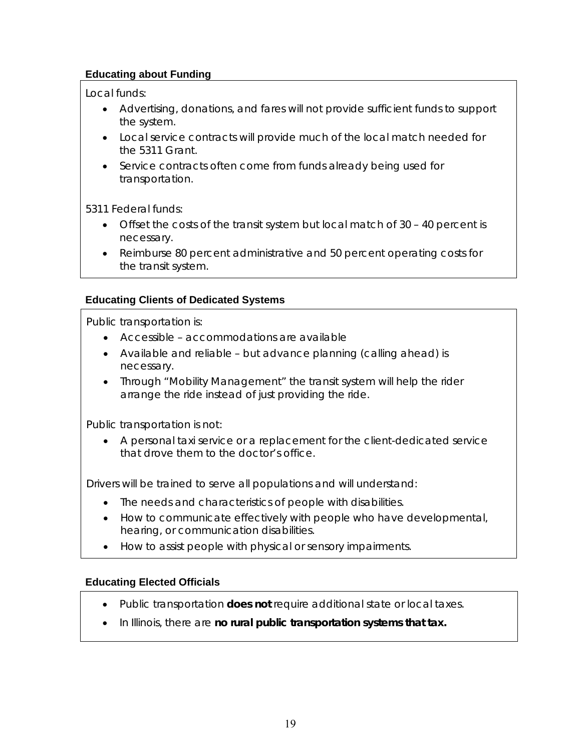### Educating about Funding

Local funds:

- Advertising, donations, and fares will not provide sufficient funds to support the system.
- Local service contracts will provide much of the local match needed for the 5311 Grant.
- Service contracts often come from funds already being used for transportation.

5311 Federal funds:

- Offset the costs of the transit system but local match of 30 – 40 percent is necessary.
- Reimburse 80 percent administrative and 50 percent operating costs for the transit system.

### Educating Clients of Dedicated Systems

Public transportation is:

- Accessible – accommodations are available
- Available and reliable – but advance planning (calling ahead) is necessary.
- Through "Mobility Management" the transit system will help the rider arrange the ride instead of just providing the ride.

Public transportation is not:

- A personal taxi service or a replacement for the client-dedicated service that drove them to the doctor's office.

Drivers will be trained to serve all populations and will understand:

- The needs and characteristics of people with disabilities.
- How to communicate effectively with people who have developmental, hearing, or communication disabilities.
- How to assist people with physical or sensory impairments.

### Educating Elected Officials

- Public transportation **does not** require additional state or local taxes.
- In Illinois, there are **no rural public transportation systems that tax.**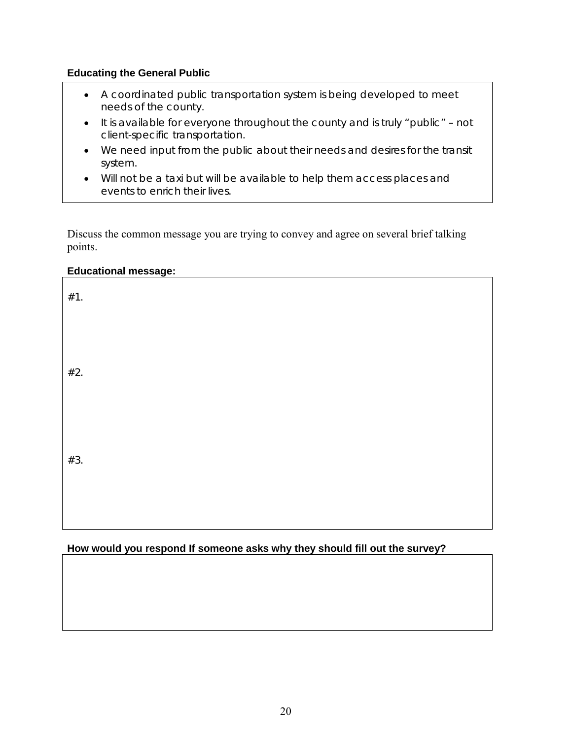**Educating the General Public**

- A coordinated public transportation system is being developed to meet needs of the county.
- It is available for everyone throughout the county and is truly "public" – not client-specific transportation.
- We need input from the public about their needs and desires for the transit system.
- Will not be a taxi but will be available to help them access places and events to enrich their lives.

Discuss the common message you are trying to convey and agree on several brief talking points.

**Educational message:**

#1.

#2.

#3.

**How would you respond If someone asks why they should fill out the survey?**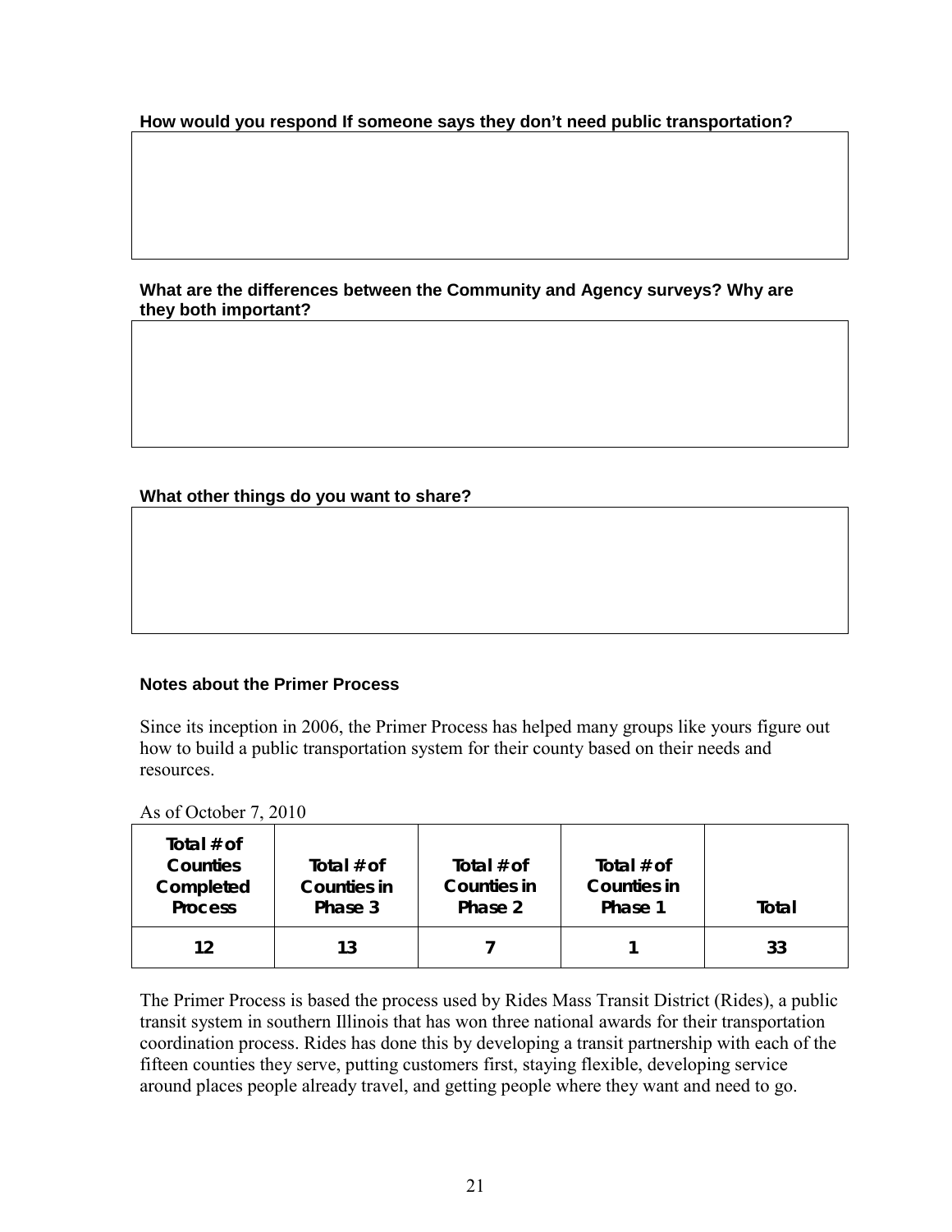**How would you respond If someone says they don't need public transportation?**

**What are the differences between the Community and Agency surveys? Why are they both important?**

**What other things do you want to share?**

**Notes about the Primer Process**

Since its inception in 2006, the Primer Process has helped many groups like yours figure out how to build a public transportation system for their county based on their needs and resources.

As of October 7, 2010

| Total # of Counties Completed Process | Total # of Counties in Phase 3 | Total # of Counties in Phase 2 | Total # of Counties in Phase 1 | Total |
|---|---|---|---|---|
| 12 | 13 | 7 | 1 | 33 |

The Primer Process is based the process used by Rides Mass Transit District (Rides), a public transit system in southern Illinois that has won three national awards for their transportation coordination process. Rides has done this by developing a transit partnership with each of the fifteen counties they serve, putting customers first, staying flexible, developing service around places people already travel, and getting people where they want and need to go.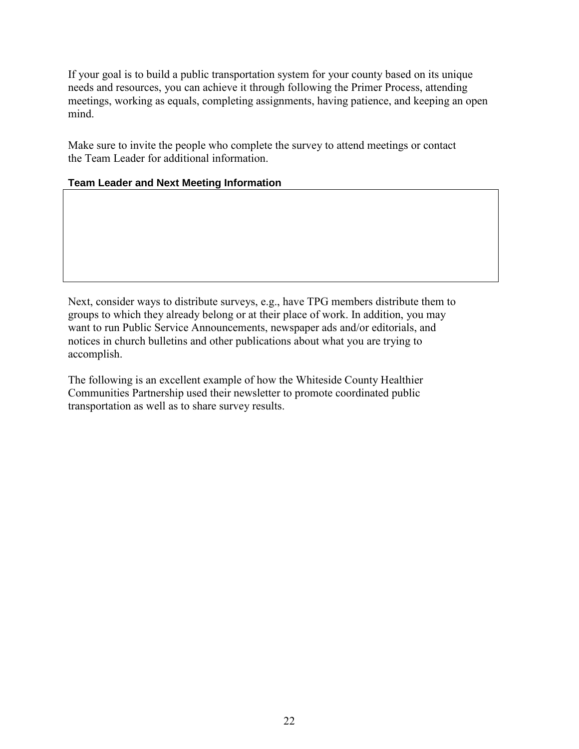If your goal is to build a public transportation system for your county based on its unique needs and resources, you can achieve it through following the Primer Process, attending meetings, working as equals, completing assignments, having patience, and keeping an open mind.

Make sure to invite the people who complete the survey to attend meetings or contact the Team Leader for additional information.

**Team Leader and Next Meeting Information**

| |
|---|
| |

Next, consider ways to distribute surveys, e.g., have TPG members distribute them to groups to which they already belong or at their place of work. In addition, you may want to run Public Service Announcements, newspaper ads and/or editorials, and notices in church bulletins and other publications about what you are trying to accomplish.

The following is an excellent example of how the Whiteside County Healthier Communities Partnership used their newsletter to promote coordinated public transportation as well as to share survey results.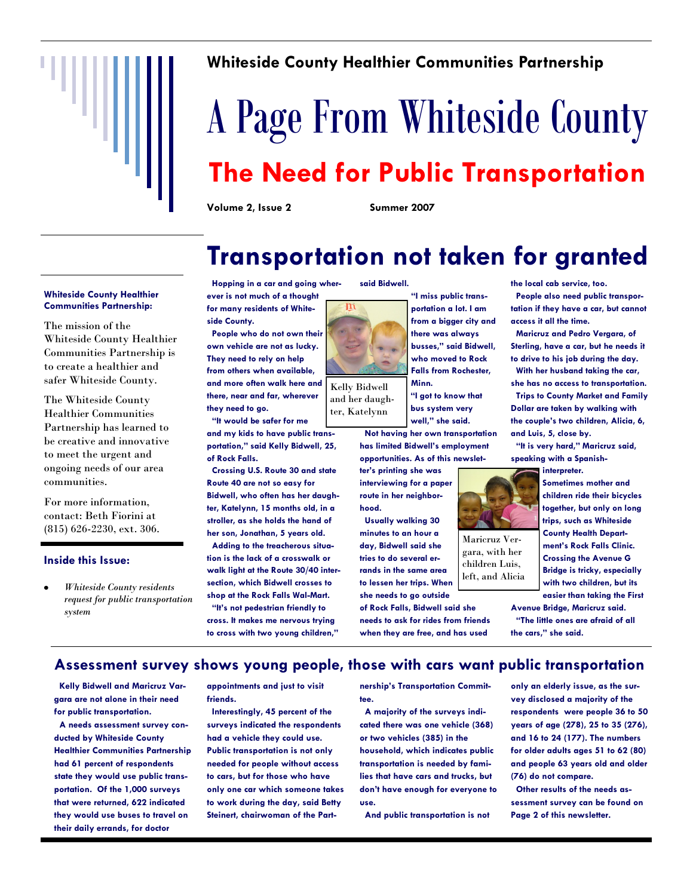## Whiteside County Healthier Communities Partnership

# A Page From Whiteside County

## The Need for Public Transportation

**Volume 2, Issue 2** **Summer 2007**

**Whiteside County Healthier Communities Partnership:**

The mission of the Whiteside County Healthier Communities Partnership is to create a healthier and safer Whiteside County.

The Whiteside County Healthier Communities Partnership has learned to be creative and innovative to meet the urgent and ongoing needs of our area communities.

For more information, contact: Beth Fiorini at (815) 626-2230, ext. 306.

**Inside this Issue:**

- *Whiteside County residents request for public transportation system*

# Transportation not taken for granted

Hopping in a car and going wherever is not much of a thought for many residents of Whiteside County.

People who do not own their own vehicle are not as lucky. They need to rely on help from others when available, and more often walk here and there, near and far, wherever they need to go.

"It would be safer for me and my kids to have public transportation," said Kelly Bidwell, 25, of Rock Falls.

Crossing U.S. Route 30 and state Route 40 are not so easy for Bidwell, who often has her daughter, Katelynn, 15 months old, in a stroller, as she holds the hand of her son, Jonathan, 5 years old.

Adding to the treacherous situation is the lack of a crosswalk or walk light at the Route 30/40 intersection, which Bidwell crosses to shop at the Rock Falls Wal-Mart.

"It's not pedestrian friendly to cross. It makes me nervous trying to cross with two young children," said Bidwell.

Kelly Bidwell and her daughter, Katelynn

"I miss public transportation a lot. I am from a bigger city and there was always busses," said Bidwell, who moved to Rock Falls from Rochester, Minn.

"I got to know that bus system very well," she said.

Not having her own transportation has limited Bidwell's employment opportunities. As of this newsletter's printing she was interviewing for a paper route in her neighborhood.

Usually walking 30 minutes to an hour a day, Bidwell said she tries to do several errands in the same area to lessen her trips. When she needs to go outside of Rock Falls, Bidwell said she needs to ask for rides from friends when they are free, and has used the local cab service, too.

People also need public transportation if they have a car, but cannot access it all the time.

Maricruz and Pedro Vergara, of Sterling, have a car, but he needs it to drive to his job during the day.

With her husband taking the car, she has no access to transportation.

Trips to County Market and Family Dollar are taken by walking with the couple's two children, Alicia, 6, and Luis, 5, close by.

"It is very hard," Maricruz said, speaking with a Spanish-interpreter.

Maricruz Vergara, with her children Luis, left, and Alicia

Sometimes mother and children ride their bicycles together, but only on long trips, such as Whiteside County Health Department's Rock Falls Clinic. Crossing the Avenue G Bridge is tricky, especially with two children, but its easier than taking the First Avenue Bridge, Maricruz said.

"The little ones are afraid of all the cars," she said.

## Assessment survey shows young people, those with cars want public transportation

Kelly Bidwell and Maricruz Vargara are not alone in their need for public transportation.

A needs assessment survey conducted by Whiteside County Healthier Communities Partnership had 61 percent of respondents state they would use public transportation. Of the 1,000 surveys that were returned, 622 indicated they would use buses to travel on their daily errands, for doctor appointments and just to visit friends.

Interestingly, 45 percent of the surveys indicated the respondents had a vehicle they could use. Public transportation is not only needed for people without access to cars, but for those who have only one car which someone takes to work during the day, said Betty Steinert, chairwoman of the Partnership's Transportation Committee.

A majority of the surveys indicated there was one vehicle (368) or two vehicles (385) in the household, which indicates public transportation is needed by families that have cars and trucks, but don't have enough for everyone to use.

And public transportation is not only an elderly issue, as the survey disclosed a majority of the respondents were people 36 to 50 years of age (278), 25 to 35 (276), and 16 to 24 (177). The numbers for older adults ages 51 to 62 (80) and people 63 years old and older (76) do not compare.

Other results of the needs assessment survey can be found on Page 2 of this newsletter.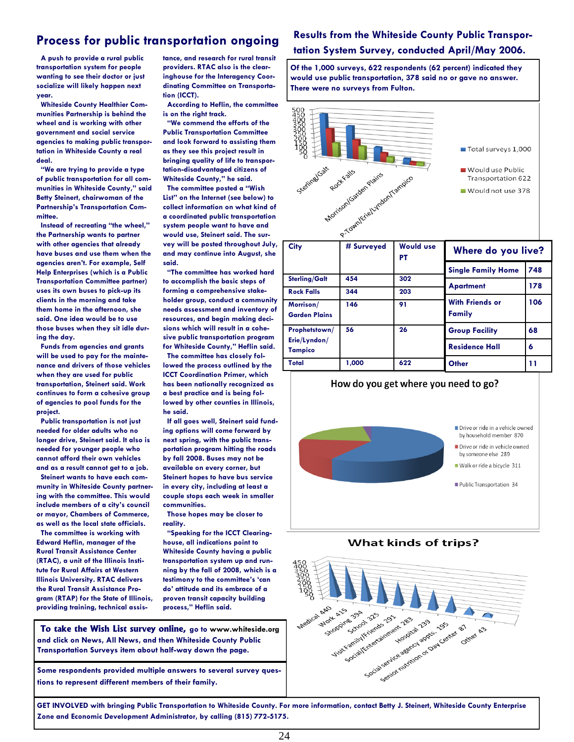## Process for public transportation ongoing

A push to provide a rural public transportation system for people wanting to see their doctor or just socialize will likely happen next year.

Whiteside County Healthier Communities Partnership is behind the wheel and is working with other government and social service agencies to making public transportation in Whiteside County a real deal.

"We are trying to provide a type of public transportation for all communities in Whiteside County," said Betty Steinert, chairwoman of the Partnership's Transportation Committee.

Instead of recreating "the wheel," the Partnership wants to partner with other agencies that already have buses and use them when the agencies aren't. For example, Self Help Enterprises (which is a Public Transportation Committee partner) uses its own buses to pick-up its clients in the morning and take them home in the afternoon, she said. One idea would be to use those buses when they sit idle during the day.

Funds from agencies and grants will be used to pay for the maintenance and drivers of those vehicles when they are used for public transportation, Steinert said. Work continues to form a cohesive group of agencies to pool funds for the project.

Public transportation is not just needed for older adults who no longer drive, Steinert said. It also is needed for younger people who cannot afford their own vehicles and as a result cannot get to a job.

Steinert wants to have each community in Whiteside County partnering with the committee. This would include members of a city's council or mayor, Chambers of Commerce, as well as the local state officials.

The committee is working with Edward Heflin, manager of the Rural Transit Assistance Center (RTAC), a unit of the Illinois Institute for Rural Affairs at Western Illinois University. RTAC delivers the Rural Transit Assistance Program (RTAP) for the State of Illinois, providing training, technical assistance, and research for rural transit providers. RTAC also is the clearinghouse for the Interagency Coordinating Committee on Transportation (ICCT).

According to Heflin, the committee is on the right track.

"We commend the efforts of the Public Transportation Committee and look forward to assisting them as they see this project result in bringing quality of life to transportation-disadvantaged citizens of Whiteside County," he said.

The committee posted a "Wish List" on the Internet (see below) to collect information on what kind of a coordinated public transportation system people want to have and would use, Steinert said. The survey will be posted throughout July, and may continue into August, she said.

"The committee has worked hard to accomplish the basic steps of forming a comprehensive stakeholder group, conduct a community needs assessment and inventory of resources, and begin making decisions which will result in a cohesive public transportation program for Whiteside County," Heflin said.

The committee has closely followed the process outlined by the ICCT Coordination Primer, which has been nationally recognized as a best practice and is being followed by other counties in Illinois, he said.

If all goes well, Steinert said funding options will come forward by next spring, with the public transportation program hitting the roads by fall 2008. Buses may not be available on every corner, but Steinert hopes to have bus service in every city, including at least a couple stops each week in smaller communities.

Those hopes may be closer to reality.

"Speaking for the ICCT Clearinghouse, all indications point to Whiteside County having a public transportation system up and running by the fall of 2008, which is a testimony to the committee's 'can do' attitude and its embrace of a proven transit capacity building process," Heflin said.

**To take the Wish List survey online,** go to www.whiteside.org and click on News, All News, and then Whiteside County Public Transportation Surveys item about half-way down the page.

Some respondents provided multiple answers to several survey questions to represent different members of their family.

## Results from the Whiteside County Public Transportation System Survey, conducted April/May 2006.

Of the 1,000 surveys, 622 respondents (62 percent) indicated they would use public transportation, 378 said no or gave no answer. There were no surveys from Fulton.

Chart legend: Total surveys 1,000; Would use Public Transportation 622; Would not use 378. Categories: Sterling/Galt, Rock Falls, Morrison/Garden Plains, P-Town/Erie/Lyndon/Tampico.

| City | # Surveyed | Would use PT |
|---|---|---|
| Sterling/Galt | 454 | 302 |
| Rock Falls | 344 | 203 |
| Morrison/ Garden Plains | 146 | 91 |
| Prophetstown/ Erie/Lyndon/ Tampico | 56 | 26 |
| Total | 1,000 | 622 |

| Where do you live? | |
|---|---|
| Single Family Home | 748 |
| Apartment | 178 |
| With Friends or Family | 106 |
| Group Facility | 68 |
| Residence Hall | 6 |
| Other | 11 |

### How do you get where you need to go?

- Drive or ride in a vehicle owned by household member 870
- Drive or ride in vehicle owned by someone else 289
- Walk or ride a bicycle 311
- Public Transportation 34

### What kinds of trips?

Medical 440, Work 415, Shopping 394, School 325, Visit Family/Friends 291, Social/Entertainment 283, Hospital 239, Social service agency appts. 195, Senior nutrition or Day Center 87, Other 43

GET INVOLVED with bringing Public Transportation to Whiteside County. For more information, contact Betty J. Steinert, Whiteside County Enterprise Zone and Economic Development Administrator, by calling (815) 772-5175.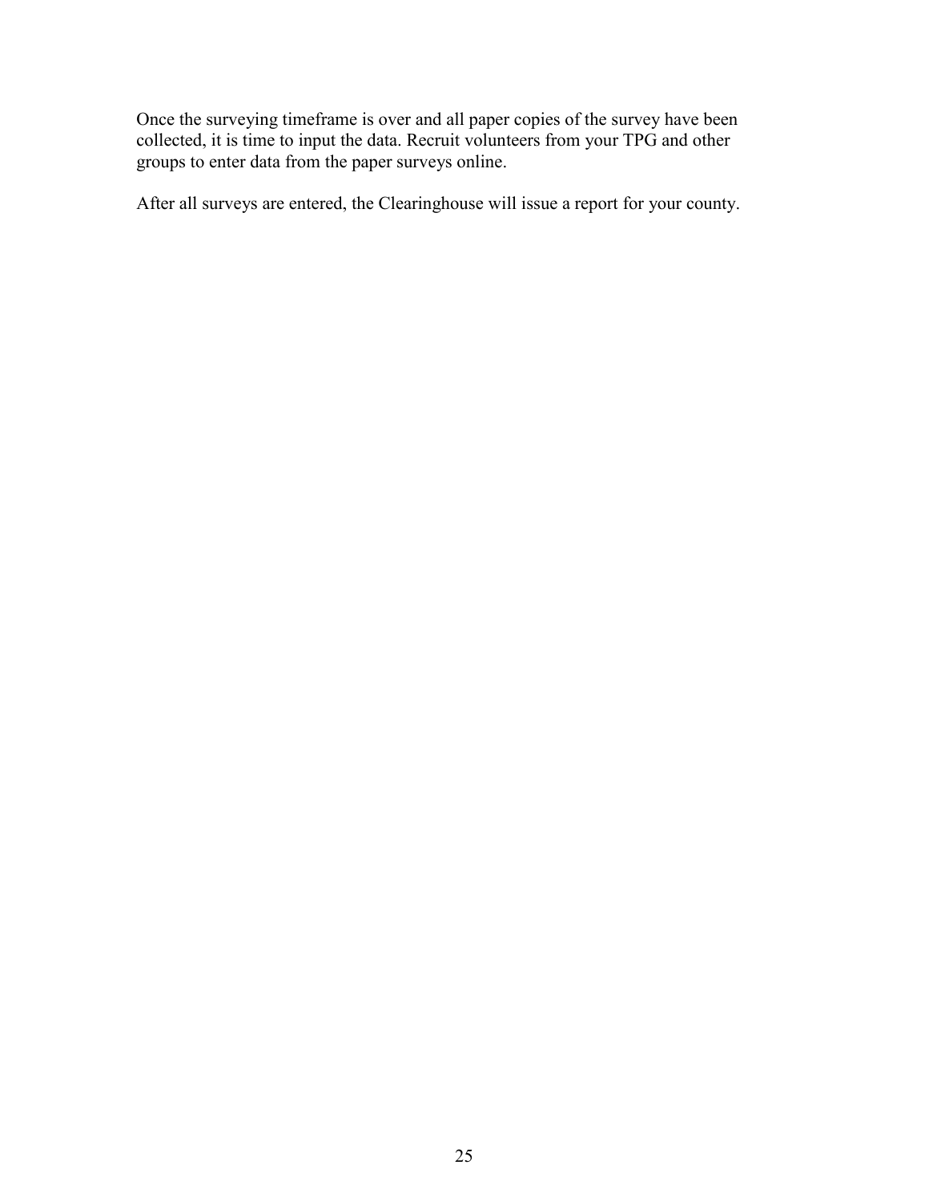Once the surveying timeframe is over and all paper copies of the survey have been collected, it is time to input the data. Recruit volunteers from your TPG and other groups to enter data from the paper surveys online.

After all surveys are entered, the Clearinghouse will issue a report for your county.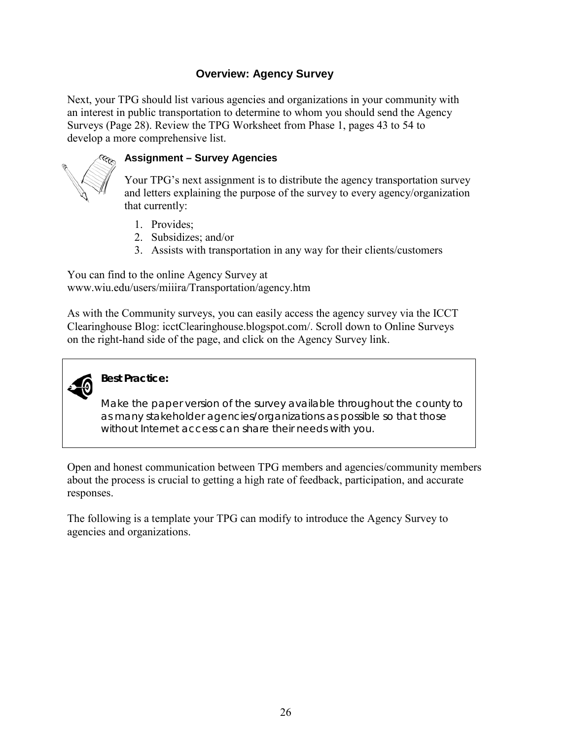## Overview: Agency Survey

Next, your TPG should list various agencies and organizations in your community with an interest in public transportation to determine to whom you should send the Agency Surveys (Page 28). Review the TPG Worksheet from Phase 1, pages 43 to 54 to develop a more comprehensive list.

### Assignment – Survey Agencies

Your TPG's next assignment is to distribute the agency transportation survey and letters explaining the purpose of the survey to every agency/organization that currently:

1. Provides;
2. Subsidizes; and/or
3. Assists with transportation in any way for their clients/customers

You can find to the online Agency Survey at www.wiu.edu/users/miiira/Transportation/agency.htm

As with the Community surveys, you can easily access the agency survey via the ICCT Clearinghouse Blog: icctClearinghouse.blogspot.com/. Scroll down to Online Surveys on the right-hand side of the page, and click on the Agency Survey link.

> **Best Practice:**
>
> Make the paper version of the survey available throughout the county to as many stakeholder agencies/organizations as possible so that those without Internet access can share their needs with you.

Open and honest communication between TPG members and agencies/community members about the process is crucial to getting a high rate of feedback, participation, and accurate responses.

The following is a template your TPG can modify to introduce the Agency Survey to agencies and organizations.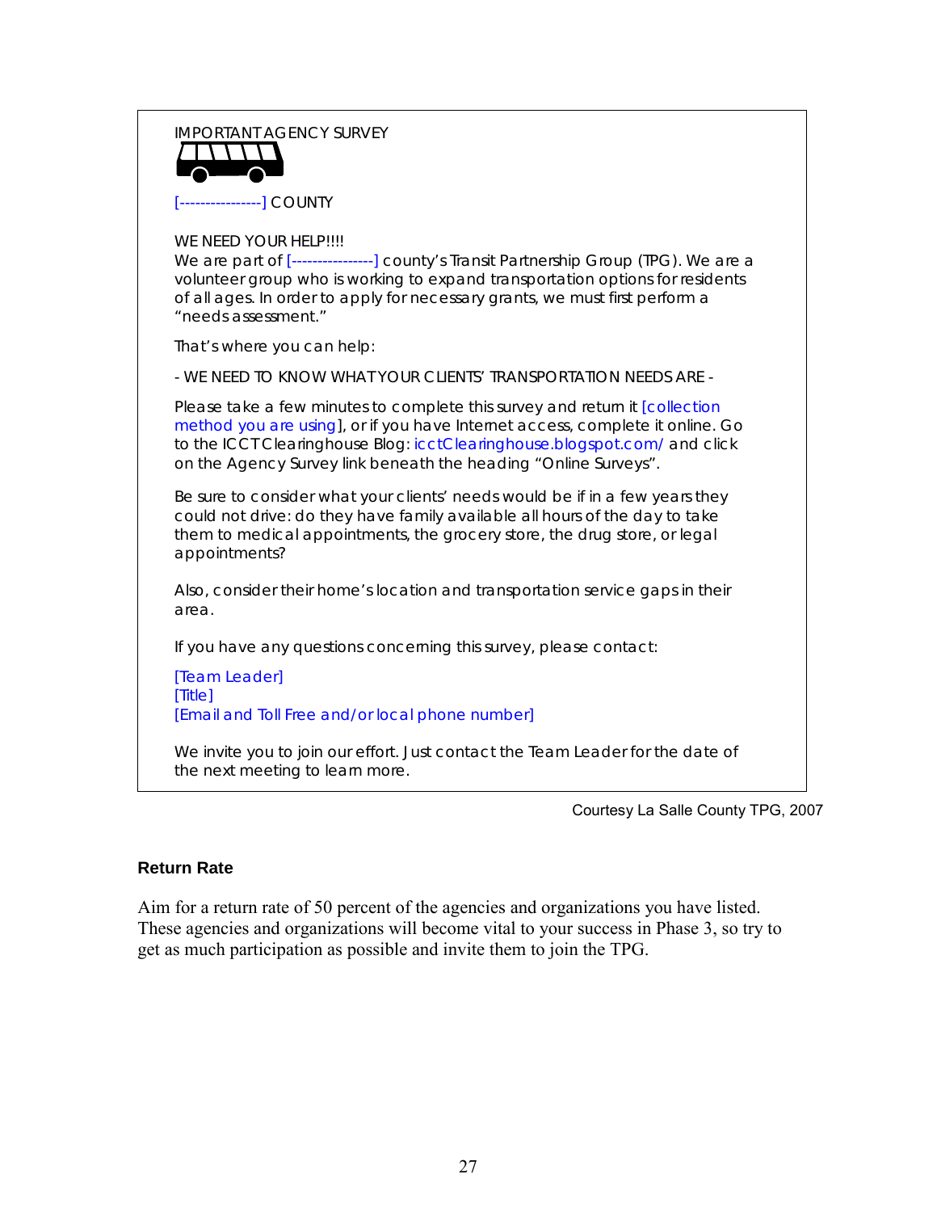IMPORTANT AGENCY SURVEY

[----------------] COUNTY

WE NEED YOUR HELP!!!!

We are part of [----------------] county's Transit Partnership Group (TPG). We are a volunteer group who is working to expand transportation options for residents of all ages. In order to apply for necessary grants, we must first perform a "needs assessment."

That's where you can help:

- WE NEED TO KNOW WHAT YOUR CLIENTS' TRANSPORTATION NEEDS ARE -

Please take a few minutes to complete this survey and return it [collection method you are using], or if you have Internet access, complete it online. Go to the ICCT Clearinghouse Blog: icctClearinghouse.blogspot.com/ and click on the Agency Survey link beneath the heading "Online Surveys".

Be sure to consider what your clients' needs would be if in a few years they could not drive: do they have family available all hours of the day to take them to medical appointments, the grocery store, the drug store, or legal appointments?

Also, consider their home's location and transportation service gaps in their area.

If you have any questions concerning this survey, please contact:

[Team Leader]
[Title]
[Email and Toll Free and/or local phone number]

We invite you to join our effort. Just contact the Team Leader for the date of the next meeting to learn more.

Courtesy La Salle County TPG, 2007

### Return Rate

Aim for a return rate of 50 percent of the agencies and organizations you have listed. These agencies and organizations will become vital to your success in Phase 3, so try to get as much participation as possible and invite them to join the TPG.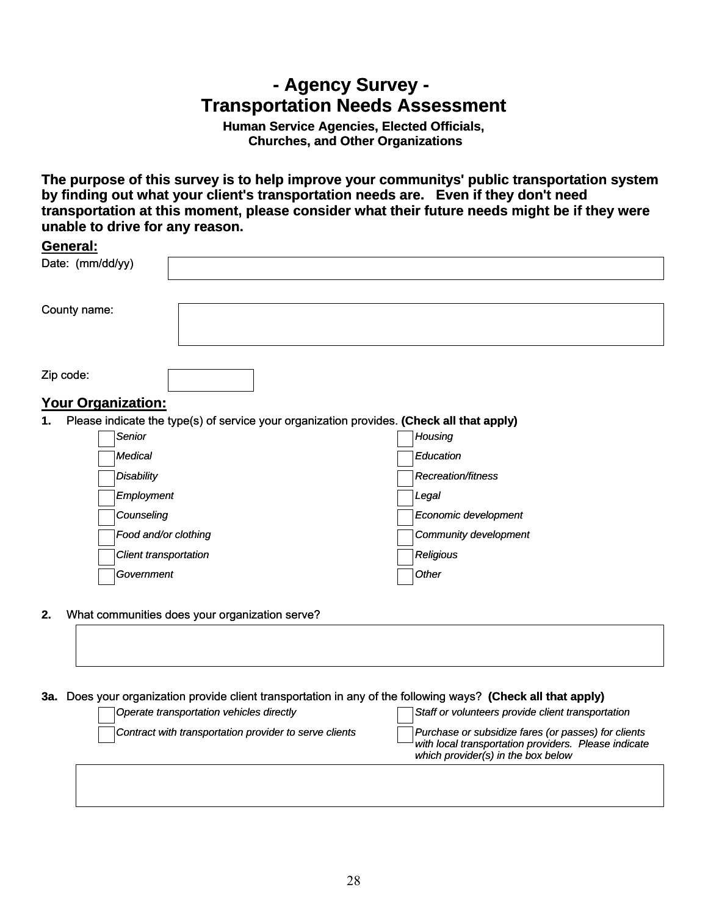# - Agency Survey -
# Transportation Needs Assessment

**Human Service Agencies, Elected Officials,
Churches, and Other Organizations**

**The purpose of this survey is to help improve your communitys' public transportation system by finding out what your client's transportation needs are. Even if they don't need transportation at this moment, please consider what their future needs might be if they were unable to drive for any reason.**

## General:

Date: (mm/dd/yy) ______________________

County name: ______________________

Zip code: __________

## Your Organization:

**1.** Please indicate the type(s) of service your organization provides. **(Check all that apply)**

- ☐ *Senior*
- ☐ *Medical*
- ☐ *Disability*
- ☐ *Employment*
- ☐ *Counseling*
- ☐ *Food and/or clothing*
- ☐ *Client transportation*
- ☐ *Government*
- ☐ *Housing*
- ☐ *Education*
- ☐ *Recreation/fitness*
- ☐ *Legal*
- ☐ *Economic development*
- ☐ *Community development*
- ☐ *Religious*
- ☐ *Other*

**2.** What communities does your organization serve?

______________________

**3a.** Does your organization provide client transportation in any of the following ways? **(Check all that apply)**

- ☐ *Operate transportation vehicles directly*
- ☐ *Contract with transportation provider to serve clients*
- ☐ *Staff or volunteers provide client transportation*
- ☐ *Purchase or subsidize fares (or passes) for clients with local transportation providers. Please indicate which provider(s) in the box below*

______________________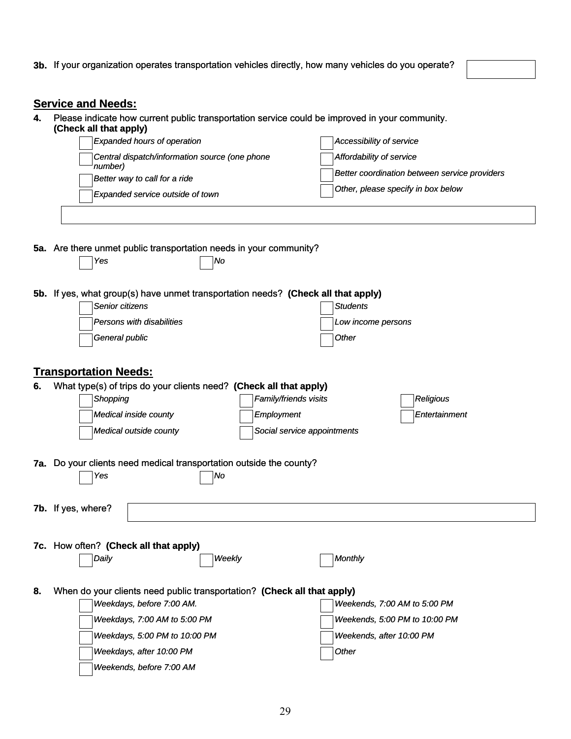**3b.** If your organization operates transportation vehicles directly, how many vehicles do you operate? ☐

## Service and Needs:

**4.** Please indicate how current public transportation service could be improved in your community. **(Check all that apply)**

- ☐ *Expanded hours of operation*
- ☐ *Central dispatch/information source (one phone number)*
- ☐ *Better way to call for a ride*
- ☐ *Expanded service outside of town*
- ☐ *Accessibility of service*
- ☐ *Affordability of service*
- ☐ *Better coordination between service providers*
- ☐ *Other, please specify in box below*

______________________________

**5a.** Are there unmet public transportation needs in your community?

- ☐ *Yes*
- ☐ *No*

**5b.** If yes, what group(s) have unmet transportation needs? **(Check all that apply)**

- ☐ *Senior citizens*
- ☐ *Persons with disabilities*
- ☐ *General public*
- ☐ *Students*
- ☐ *Low income persons*
- ☐ *Other*

## Transportation Needs:

**6.** What type(s) of trips do your clients need? **(Check all that apply)**

- ☐ *Shopping*
- ☐ *Medical inside county*
- ☐ *Medical outside county*
- ☐ *Family/friends visits*
- ☐ *Employment*
- ☐ *Social service appointments*
- ☐ *Religious*
- ☐ *Entertainment*

**7a.** Do your clients need medical transportation outside the county?

- ☐ *Yes*
- ☐ *No*

**7b.** If yes, where? ______________________________

**7c.** How often? **(Check all that apply)**

- ☐ *Daily*
- ☐ *Weekly*
- ☐ *Monthly*

**8.** When do your clients need public transportation? **(Check all that apply)**

- ☐ *Weekdays, before 7:00 AM.*
- ☐ *Weekdays, 7:00 AM to 5:00 PM*
- ☐ *Weekdays, 5:00 PM to 10:00 PM*
- ☐ *Weekdays, after 10:00 PM*
- ☐ *Weekends, before 7:00 AM*
- ☐ *Weekends, 7:00 AM to 5:00 PM*
- ☐ *Weekends, 5:00 PM to 10:00 PM*
- ☐ *Weekends, after 10:00 PM*
- ☐ *Other*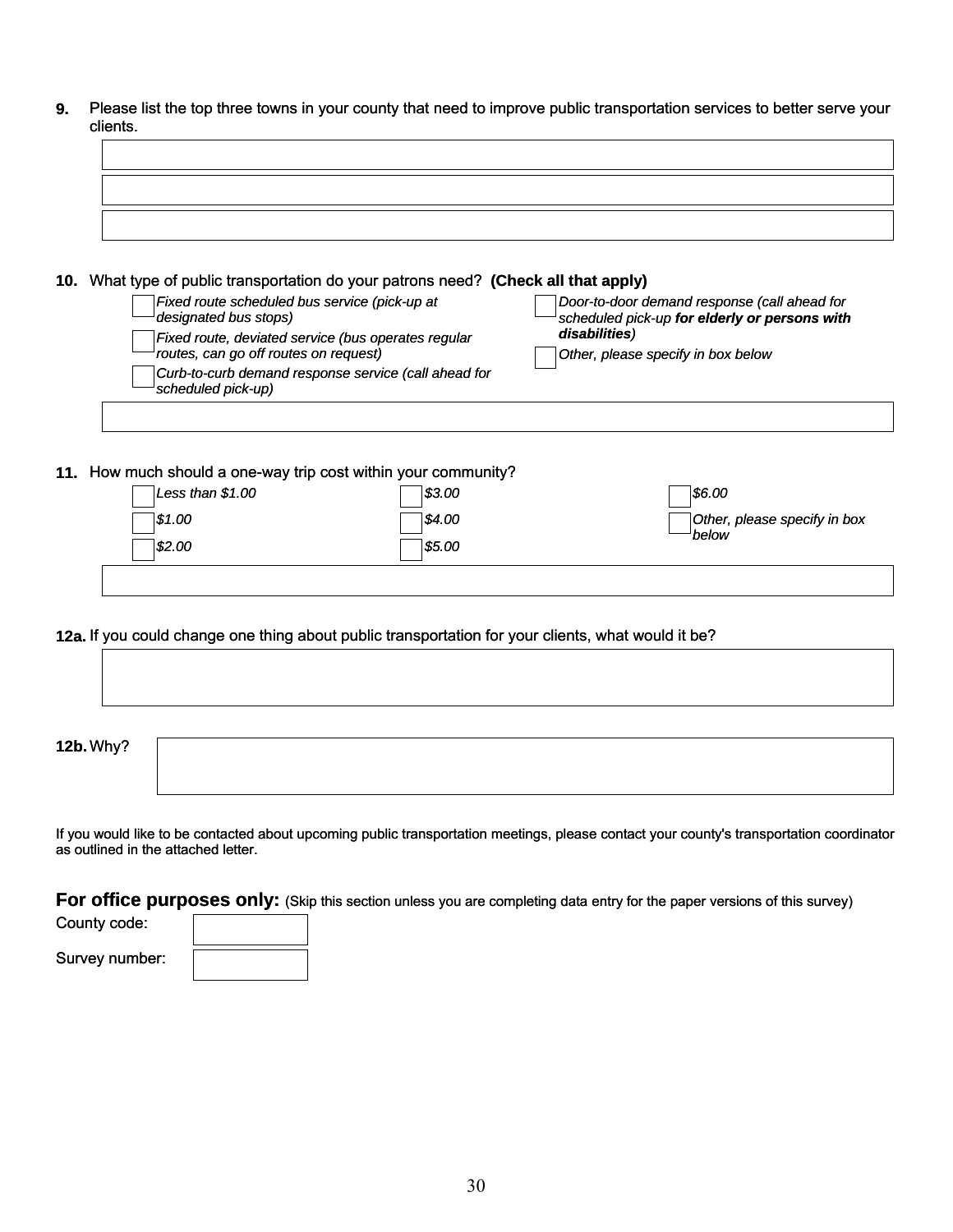**9.** Please list the top three towns in your county that need to improve public transportation services to better serve your clients.

**10.** What type of public transportation do your patrons need? **(Check all that apply)**

- ☐ *Fixed route scheduled bus service (pick-up at designated bus stops)*
- ☐ *Fixed route, deviated service (bus operates regular routes, can go off routes on request)*
- ☐ *Curb-to-curb demand response service (call ahead for scheduled pick-up)*
- ☐ *Door-to-door demand response (call ahead for scheduled pick-up* ***for elderly or persons with disabilities****)*
- ☐ *Other, please specify in box below*

**11.** How much should a one-way trip cost within your community?

- ☐ *Less than $1.00*
- ☐ *$1.00*
- ☐ *$2.00*
- ☐ *$3.00*
- ☐ *$4.00*
- ☐ *$5.00*
- ☐ *$6.00*
- ☐ *Other, please specify in box below*

**12a.** If you could change one thing about public transportation for your clients, what would it be?

**12b.** Why?

If you would like to be contacted about upcoming public transportation meetings, please contact your county's transportation coordinator as outlined in the attached letter.

**For office purposes only:** (Skip this section unless you are completing data entry for the paper versions of this survey)

County code:

Survey number: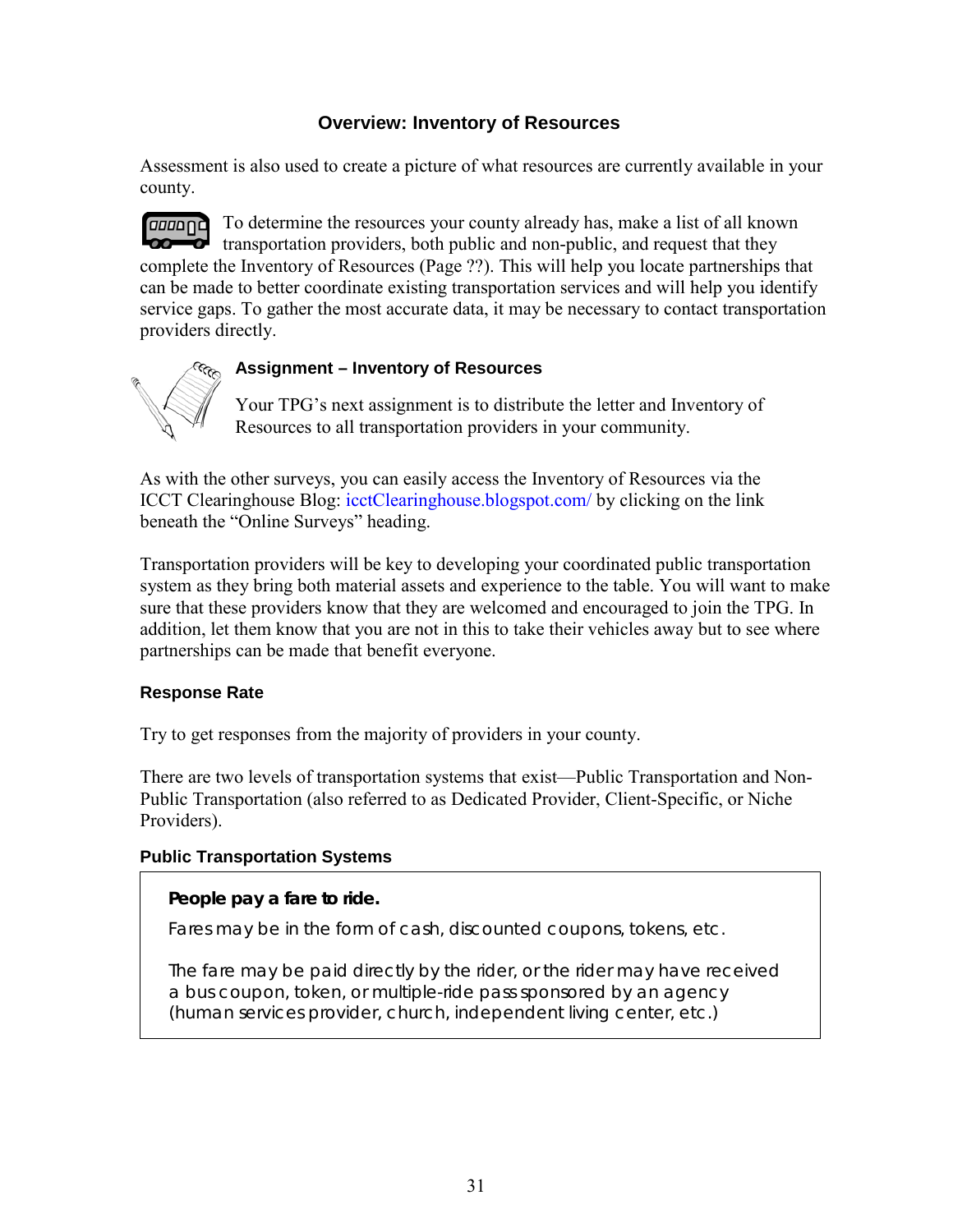## Overview: Inventory of Resources

Assessment is also used to create a picture of what resources are currently available in your county.

To determine the resources your county already has, make a list of all known transportation providers, both public and non-public, and request that they complete the Inventory of Resources (Page ??). This will help you locate partnerships that can be made to better coordinate existing transportation services and will help you identify service gaps. To gather the most accurate data, it may be necessary to contact transportation providers directly.

### Assignment – Inventory of Resources

Your TPG's next assignment is to distribute the letter and Inventory of Resources to all transportation providers in your community.

As with the other surveys, you can easily access the Inventory of Resources via the ICCT Clearinghouse Blog: icctClearinghouse.blogspot.com/ by clicking on the link beneath the "Online Surveys" heading.

Transportation providers will be key to developing your coordinated public transportation system as they bring both material assets and experience to the table. You will want to make sure that these providers know that they are welcomed and encouraged to join the TPG. In addition, let them know that you are not in this to take their vehicles away but to see where partnerships can be made that benefit everyone.

### Response Rate

Try to get responses from the majority of providers in your county.

There are two levels of transportation systems that exist—Public Transportation and Non-Public Transportation (also referred to as Dedicated Provider, Client-Specific, or Niche Providers).

### Public Transportation Systems

> **People pay a fare to ride.**
>
> Fares may be in the form of cash, discounted coupons, tokens, etc.
>
> The fare may be paid directly by the rider, or the rider may have received a bus coupon, token, or multiple-ride pass sponsored by an agency (human services provider, church, independent living center, etc.)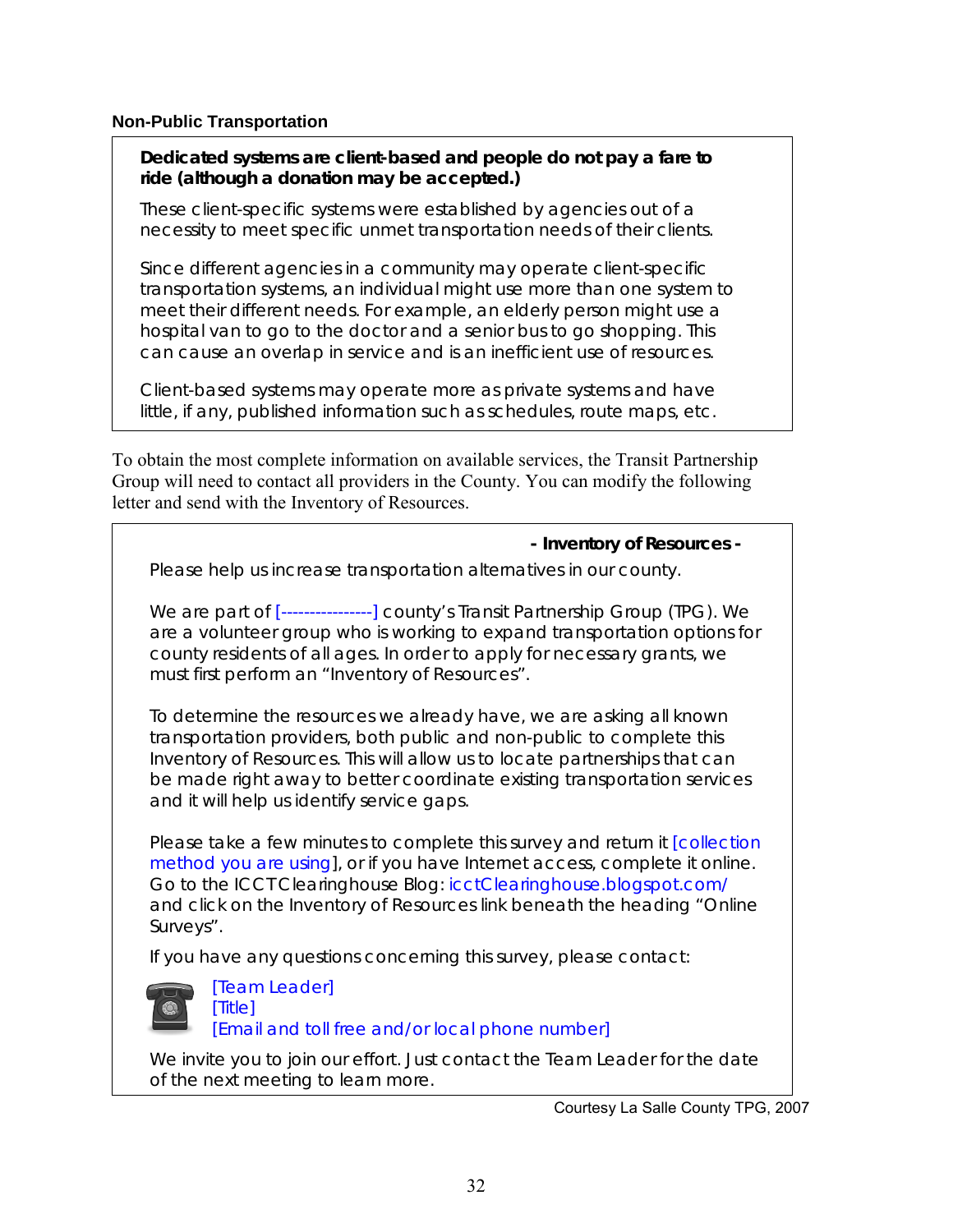**Non-Public Transportation**

> **Dedicated systems are client-based and people do not pay a fare to ride (although a donation may be accepted.)**
>
> These client-specific systems were established by agencies out of a necessity to meet specific unmet transportation needs of their clients.
>
> Since different agencies in a community may operate client-specific transportation systems, an individual might use more than one system to meet their different needs. For example, an elderly person might use a hospital van to go to the doctor and a senior bus to go shopping. This can cause an overlap in service and is an inefficient use of resources.
>
> Client-based systems may operate more as private systems and have little, if any, published information such as schedules, route maps, etc.

To obtain the most complete information on available services, the Transit Partnership Group will need to contact all providers in the County. You can modify the following letter and send with the Inventory of Resources.

> **- Inventory of Resources -**
>
> Please help us increase transportation alternatives in our county.
>
> We are part of [----------------] county's Transit Partnership Group (TPG). We are a volunteer group who is working to expand transportation options for county residents of all ages. In order to apply for necessary grants, we must first perform an "Inventory of Resources".
>
> To determine the resources we already have, we are asking all known transportation providers, both public and non-public to complete this Inventory of Resources. This will allow us to locate partnerships that can be made right away to better coordinate existing transportation services and it will help us identify service gaps.
>
> Please take a few minutes to complete this survey and return it [collection method you are using], or if you have Internet access, complete it online. Go to the ICCT Clearinghouse Blog: icctClearinghouse.blogspot.com/ and click on the Inventory of Resources link beneath the heading "Online Surveys".
>
> If you have any questions concerning this survey, please contact:
>
> [Team Leader]
> [Title]
> [Email and toll free and/or local phone number]
>
> We invite you to join our effort. Just contact the Team Leader for the date of the next meeting to learn more.

Courtesy La Salle County TPG, 2007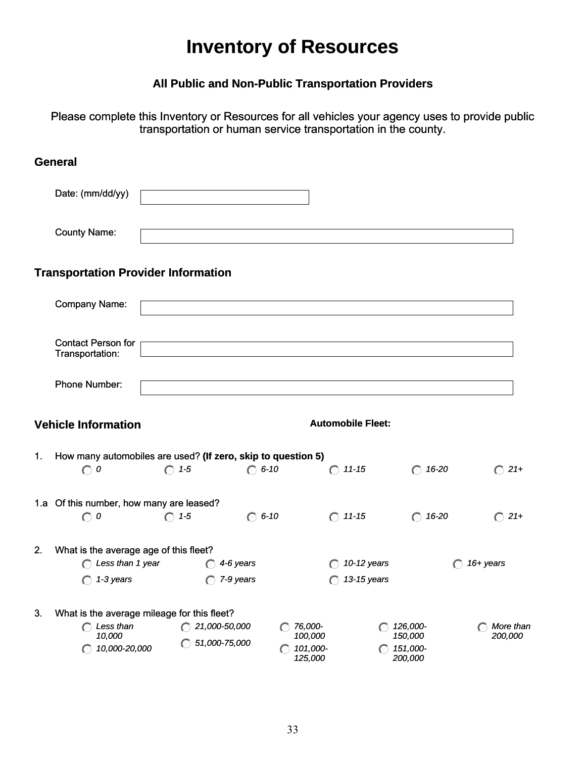# Inventory of Resources

**All Public and Non-Public Transportation Providers**

Please complete this Inventory or Resources for all vehicles your agency uses to provide public transportation or human service transportation in the county.

## General

Date: (mm/dd/yy)

County Name:

## Transportation Provider Information

Company Name:

Contact Person for Transportation:

Phone Number:

## Vehicle Information

**Automobile Fleet:**

1. How many automobiles are used? **(If zero, skip to question 5)**
   - *0*
   - *1-5*
   - *6-10*
   - *11-15*
   - *16-20*
   - *21+*

1.a Of this number, how many are leased?
   - *0*
   - *1-5*
   - *6-10*
   - *11-15*
   - *16-20*
   - *21+*

2. What is the average age of this fleet?
   - *Less than 1 year*
   - *1-3 years*
   - *4-6 years*
   - *7-9 years*
   - *10-12 years*
   - *13-15 years*
   - *16+ years*

3. What is the average mileage for this fleet?
   - *Less than 10,000*
   - *10,000-20,000*
   - *21,000-50,000*
   - *51,000-75,000*
   - *76,000-100,000*
   - *101,000-125,000*
   - *126,000-150,000*
   - *151,000-200,000*
   - *More than 200,000*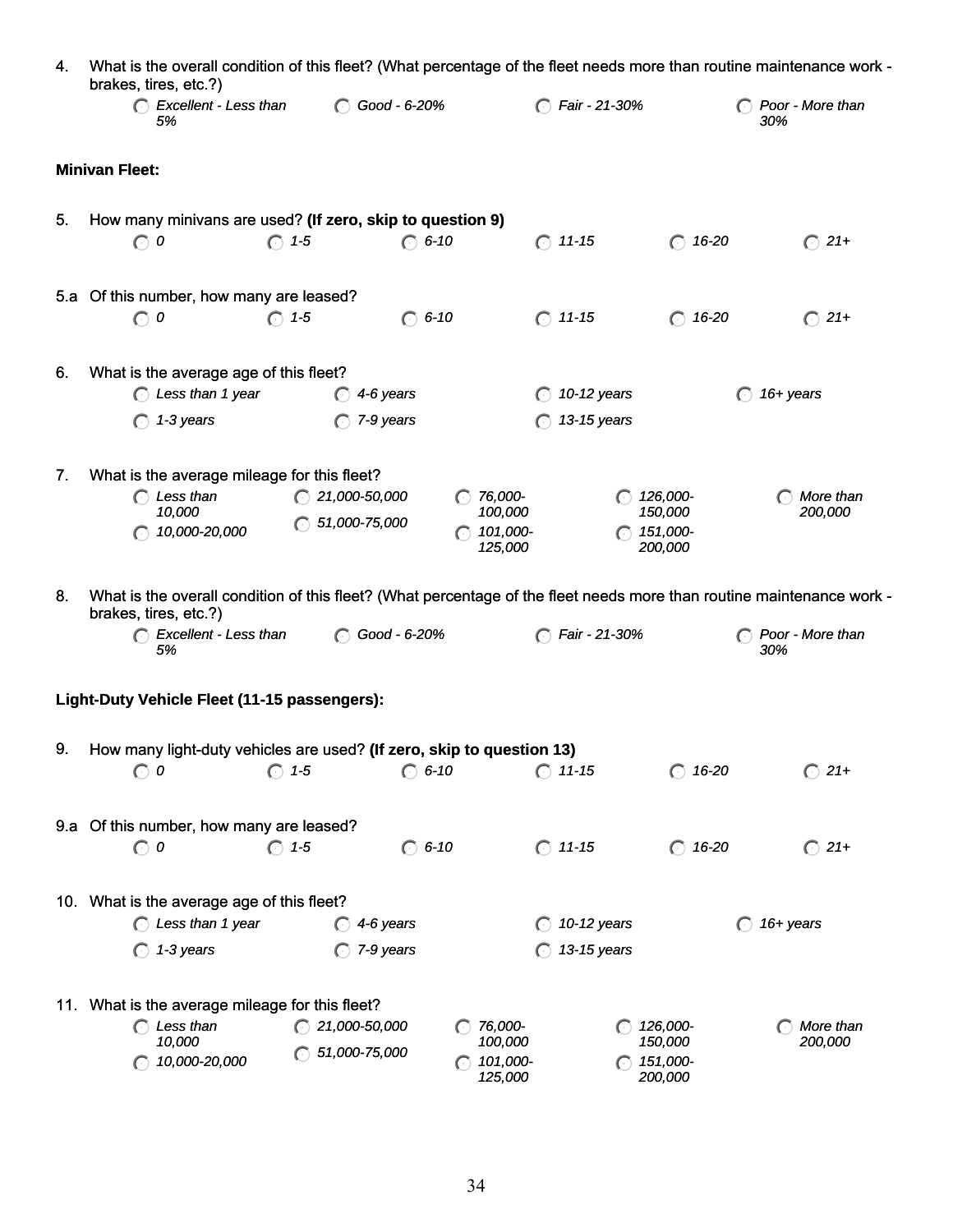4. What is the overall condition of this fleet? (What percentage of the fleet needs more than routine maintenance work - brakes, tires, etc.?)

   - *Excellent - Less than 5%*
   - *Good - 6-20%*
   - *Fair - 21-30%*
   - *Poor - More than 30%*

**Minivan Fleet:**

5. How many minivans are used? **(If zero, skip to question 9)**

   - *0*
   - *1-5*
   - *6-10*
   - *11-15*
   - *16-20*
   - *21+*

5.a Of this number, how many are leased?

   - *0*
   - *1-5*
   - *6-10*
   - *11-15*
   - *16-20*
   - *21+*

6. What is the average age of this fleet?

   - *Less than 1 year*
   - *1-3 years*
   - *4-6 years*
   - *7-9 years*
   - *10-12 years*
   - *13-15 years*
   - *16+ years*

7. What is the average mileage for this fleet?

   - *Less than 10,000*
   - *10,000-20,000*
   - *21,000-50,000*
   - *51,000-75,000*
   - *76,000-100,000*
   - *101,000-125,000*
   - *126,000-150,000*
   - *151,000-200,000*
   - *More than 200,000*

8. What is the overall condition of this fleet? (What percentage of the fleet needs more than routine maintenance work - brakes, tires, etc.?)

   - *Excellent - Less than 5%*
   - *Good - 6-20%*
   - *Fair - 21-30%*
   - *Poor - More than 30%*

**Light-Duty Vehicle Fleet (11-15 passengers):**

9. How many light-duty vehicles are used? **(If zero, skip to question 13)**

   - *0*
   - *1-5*
   - *6-10*
   - *11-15*
   - *16-20*
   - *21+*

9.a Of this number, how many are leased?

   - *0*
   - *1-5*
   - *6-10*
   - *11-15*
   - *16-20*
   - *21+*

10. What is the average age of this fleet?

   - *Less than 1 year*
   - *1-3 years*
   - *4-6 years*
   - *7-9 years*
   - *10-12 years*
   - *13-15 years*
   - *16+ years*

11. What is the average mileage for this fleet?

   - *Less than 10,000*
   - *10,000-20,000*
   - *21,000-50,000*
   - *51,000-75,000*
   - *76,000-100,000*
   - *101,000-125,000*
   - *126,000-150,000*
   - *151,000-200,000*
   - *More than 200,000*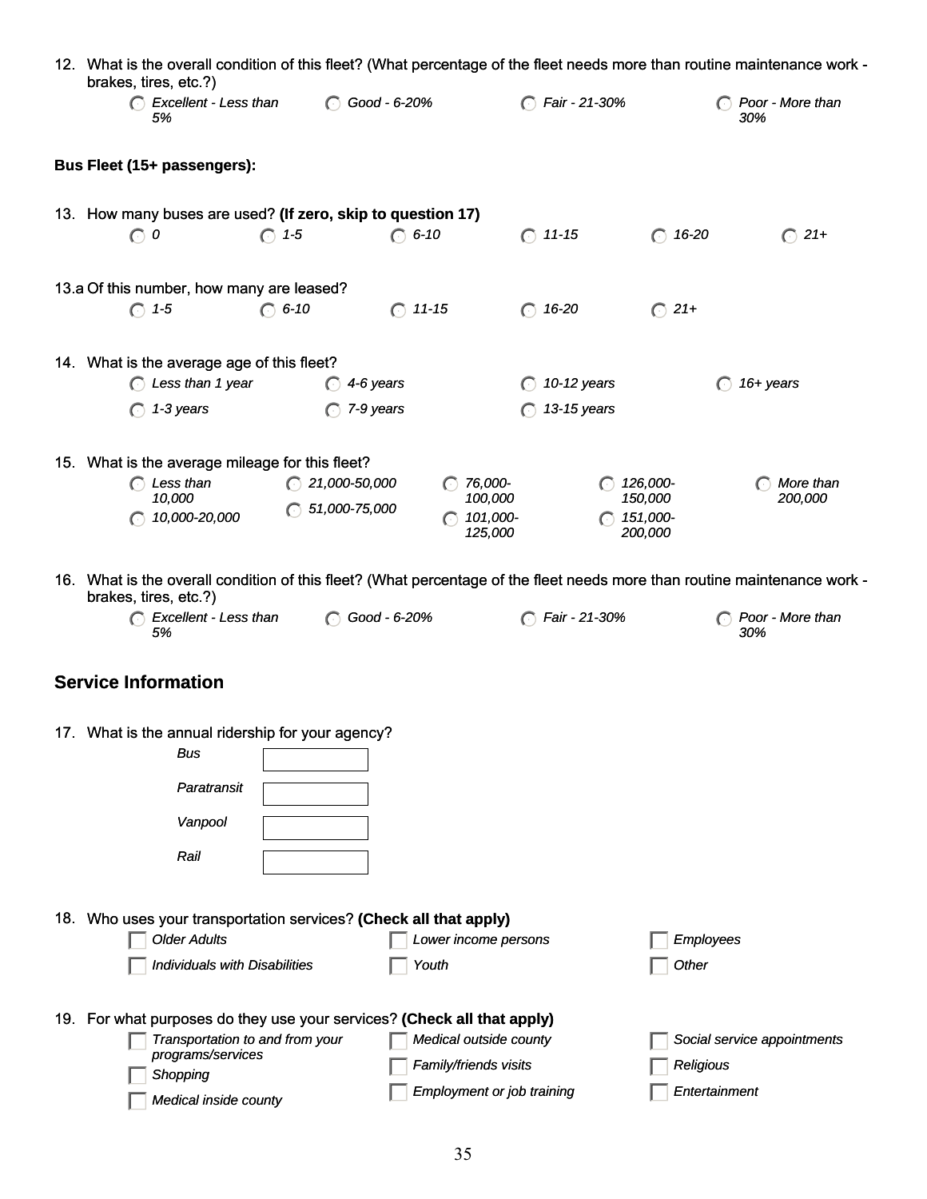12. What is the overall condition of this fleet? (What percentage of the fleet needs more than routine maintenance work - brakes, tires, etc.?)

- ○ *Excellent - Less than 5%*
- ○ *Good - 6-20%*
- ○ *Fair - 21-30%*
- ○ *Poor - More than 30%*

**Bus Fleet (15+ passengers):**

13. How many buses are used? **(If zero, skip to question 17)**

- ○ *0*
- ○ *1-5*
- ○ *6-10*
- ○ *11-15*
- ○ *16-20*
- ○ *21+*

13.a Of this number, how many are leased?

- ○ *1-5*
- ○ *6-10*
- ○ *11-15*
- ○ *16-20*
- ○ *21+*

14. What is the average age of this fleet?

- ○ *Less than 1 year*
- ○ *1-3 years*
- ○ *4-6 years*
- ○ *7-9 years*
- ○ *10-12 years*
- ○ *13-15 years*
- ○ *16+ years*

15. What is the average mileage for this fleet?

- ○ *Less than 10,000*
- ○ *10,000-20,000*
- ○ *21,000-50,000*
- ○ *51,000-75,000*
- ○ *76,000-100,000*
- ○ *101,000-125,000*
- ○ *126,000-150,000*
- ○ *151,000-200,000*
- ○ *More than 200,000*

16. What is the overall condition of this fleet? (What percentage of the fleet needs more than routine maintenance work - brakes, tires, etc.?)

- ○ *Excellent - Less than 5%*
- ○ *Good - 6-20%*
- ○ *Fair - 21-30%*
- ○ *Poor - More than 30%*

## Service Information

17. What is the annual ridership for your agency?

- *Bus* ______
- *Paratransit* ______
- *Vanpool* ______
- *Rail* ______

18. Who uses your transportation services? **(Check all that apply)**

- ☐ *Older Adults*
- ☐ *Individuals with Disabilities*
- ☐ *Lower income persons*
- ☐ *Youth*
- ☐ *Employees*
- ☐ *Other*

19. For what purposes do they use your services? **(Check all that apply)**

- ☐ *Transportation to and from your programs/services*
- ☐ *Shopping*
- ☐ *Medical inside county*
- ☐ *Medical outside county*
- ☐ *Family/friends visits*
- ☐ *Employment or job training*
- ☐ *Social service appointments*
- ☐ *Religious*
- ☐ *Entertainment*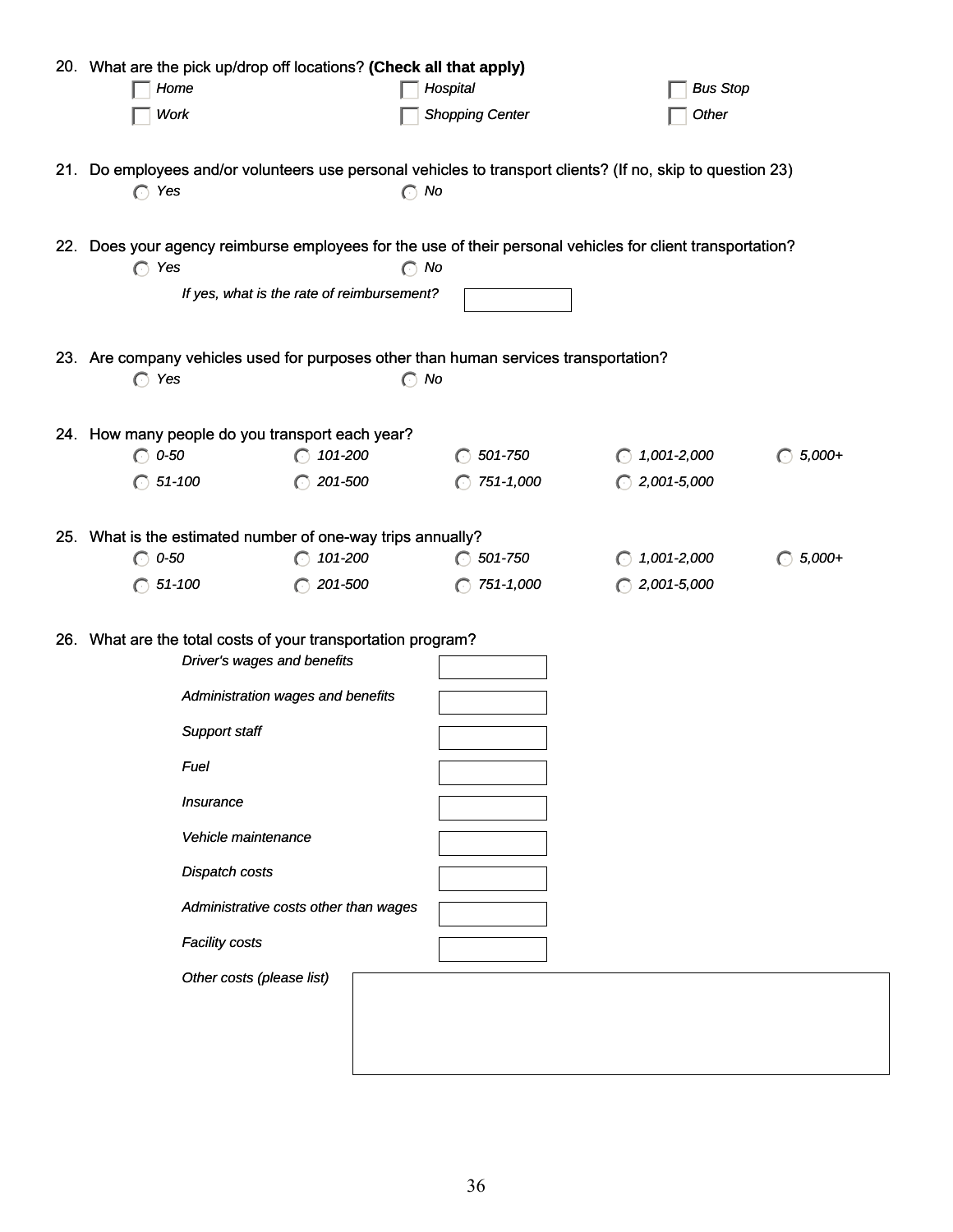20. What are the pick up/drop off locations? **(Check all that apply)**

- [ ] *Home*
- [ ] *Hospital*
- [ ] *Bus Stop*
- [ ] *Work*
- [ ] *Shopping Center*
- [ ] *Other*

21. Do employees and/or volunteers use personal vehicles to transport clients? (If no, skip to question 23)

( ) *Yes* ( ) *No*

22. Does your agency reimburse employees for the use of their personal vehicles for client transportation?

( ) *Yes* ( ) *No*

*If yes, what is the rate of reimbursement?* ____________

23. Are company vehicles used for purposes other than human services transportation?

( ) *Yes* ( ) *No*

24. How many people do you transport each year?

( ) *0-50* ( ) *101-200* ( ) *501-750* ( ) *1,001-2,000* ( ) *5,000+*
( ) *51-100* ( ) *201-500* ( ) *751-1,000* ( ) *2,001-5,000*

25. What is the estimated number of one-way trips annually?

( ) *0-50* ( ) *101-200* ( ) *501-750* ( ) *1,001-2,000* ( ) *5,000+*
( ) *51-100* ( ) *201-500* ( ) *751-1,000* ( ) *2,001-5,000*

26. What are the total costs of your transportation program?

*Driver's wages and benefits* ____________

*Administration wages and benefits* ____________

*Support staff* ____________

*Fuel* ____________

*Insurance* ____________

*Vehicle maintenance* ____________

*Dispatch costs* ____________

*Administrative costs other than wages* ____________

*Facility costs* ____________

*Other costs (please list)* ____________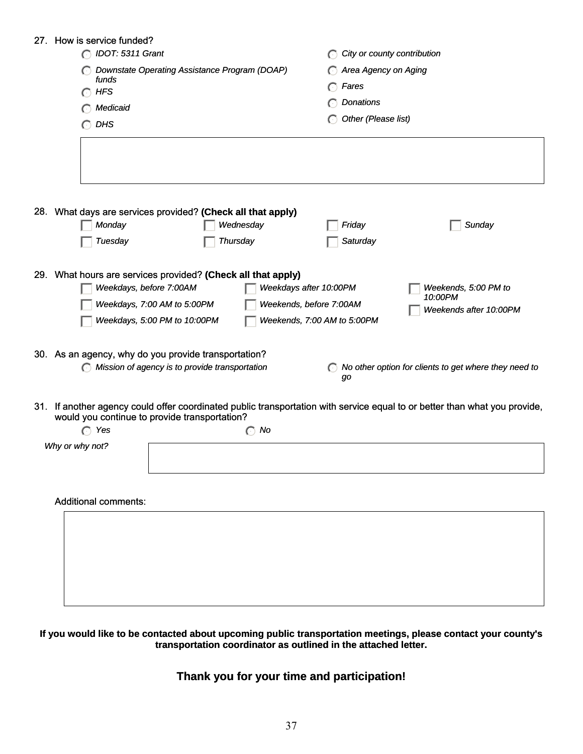27. How is service funded?

- ○ *IDOT: 5311 Grant*
- ○ *Downstate Operating Assistance Program (DOAP) funds*
- ○ *HFS*
- ○ *Medicaid*
- ○ *DHS*
- ○ *City or county contribution*
- ○ *Area Agency on Aging*
- ○ *Fares*
- ○ *Donations*
- ○ *Other (Please list)*

28. What days are services provided? **(Check all that apply)**

- ☐ *Monday*
- ☐ *Tuesday*
- ☐ *Wednesday*
- ☐ *Thursday*
- ☐ *Friday*
- ☐ *Saturday*
- ☐ *Sunday*

29. What hours are services provided? **(Check all that apply)**

- ☐ *Weekdays, before 7:00AM*
- ☐ *Weekdays, 7:00 AM to 5:00PM*
- ☐ *Weekdays, 5:00 PM to 10:00PM*
- ☐ *Weekdays after 10:00PM*
- ☐ *Weekends, before 7:00AM*
- ☐ *Weekends, 7:00 AM to 5:00PM*
- ☐ *Weekends, 5:00 PM to 10:00PM*
- ☐ *Weekends after 10:00PM*

30. As an agency, why do you provide transportation?

- ○ *Mission of agency is to provide transportation*
- ○ *No other option for clients to get where they need to go*

31. If another agency could offer coordinated public transportation with service equal to or better than what you provide, would you continue to provide transportation?

- ○ *Yes*
- ○ *No*

*Why or why not?*

Additional comments:

**If you would like to be contacted about upcoming public transportation meetings, please contact your county's transportation coordinator as outlined in the attached letter.**

**Thank you for your time and participation!**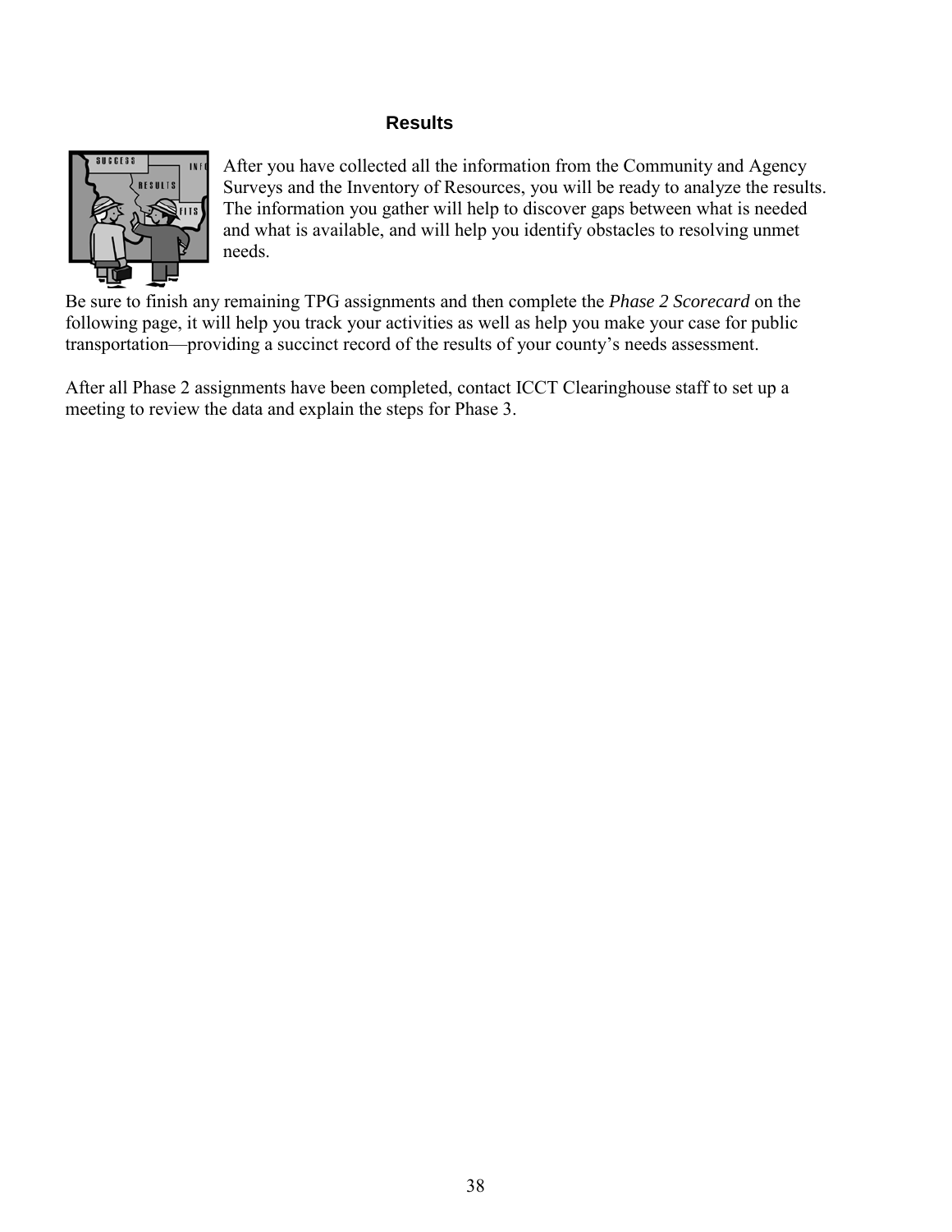## Results

After you have collected all the information from the Community and Agency Surveys and the Inventory of Resources, you will be ready to analyze the results. The information you gather will help to discover gaps between what is needed and what is available, and will help you identify obstacles to resolving unmet needs.

Be sure to finish any remaining TPG assignments and then complete the *Phase 2 Scorecard* on the following page, it will help you track your activities as well as help you make your case for public transportation—providing a succinct record of the results of your county's needs assessment.

After all Phase 2 assignments have been completed, contact ICCT Clearinghouse staff to set up a meeting to review the data and explain the steps for Phase 3.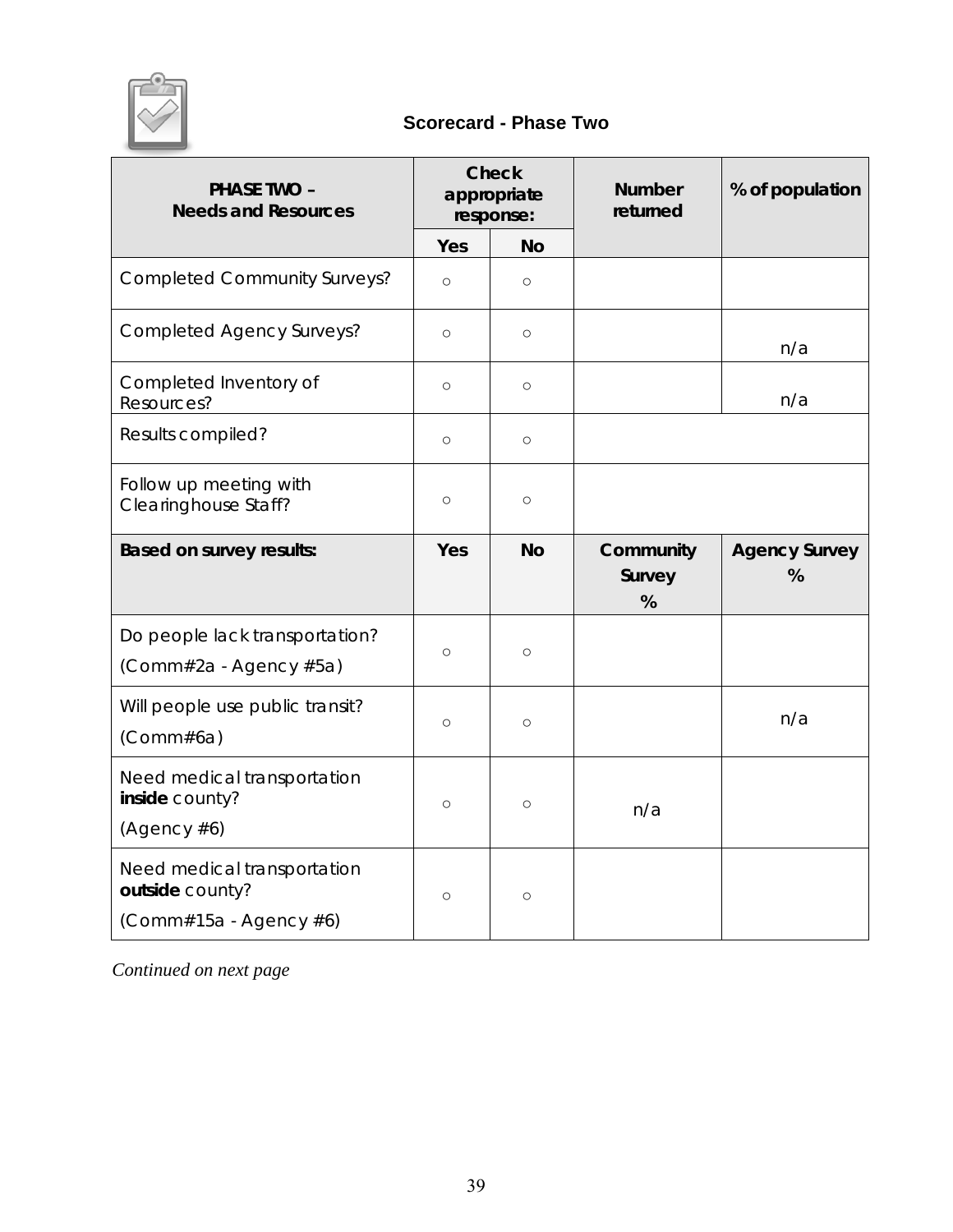## Scorecard - Phase Two

| PHASE TWO – Needs and Resources | Check appropriate response: | | Number returned | % of population |
|---|---|---|---|---|
| | Yes | No | | |
| Completed Community Surveys? | ○ | ○ | | |
| Completed Agency Surveys? | ○ | ○ | | n/a |
| Completed Inventory of Resources? | ○ | ○ | | n/a |
| Results compiled? | ○ | ○ | | |
| Follow up meeting with Clearinghouse Staff? | ○ | ○ | | |
| **Based on survey results:** | **Yes** | **No** | **Community Survey %** | **Agency Survey %** |
| Do people lack transportation? (Comm#2a - Agency #5a) | ○ | ○ | | |
| Will people use public transit? (Comm#6a) | ○ | ○ | | n/a |
| Need medical transportation **inside** county? (Agency #6) | ○ | ○ | n/a | |
| Need medical transportation **outside** county? (Comm#15a - Agency #6) | ○ | ○ | | |

*Continued on next page*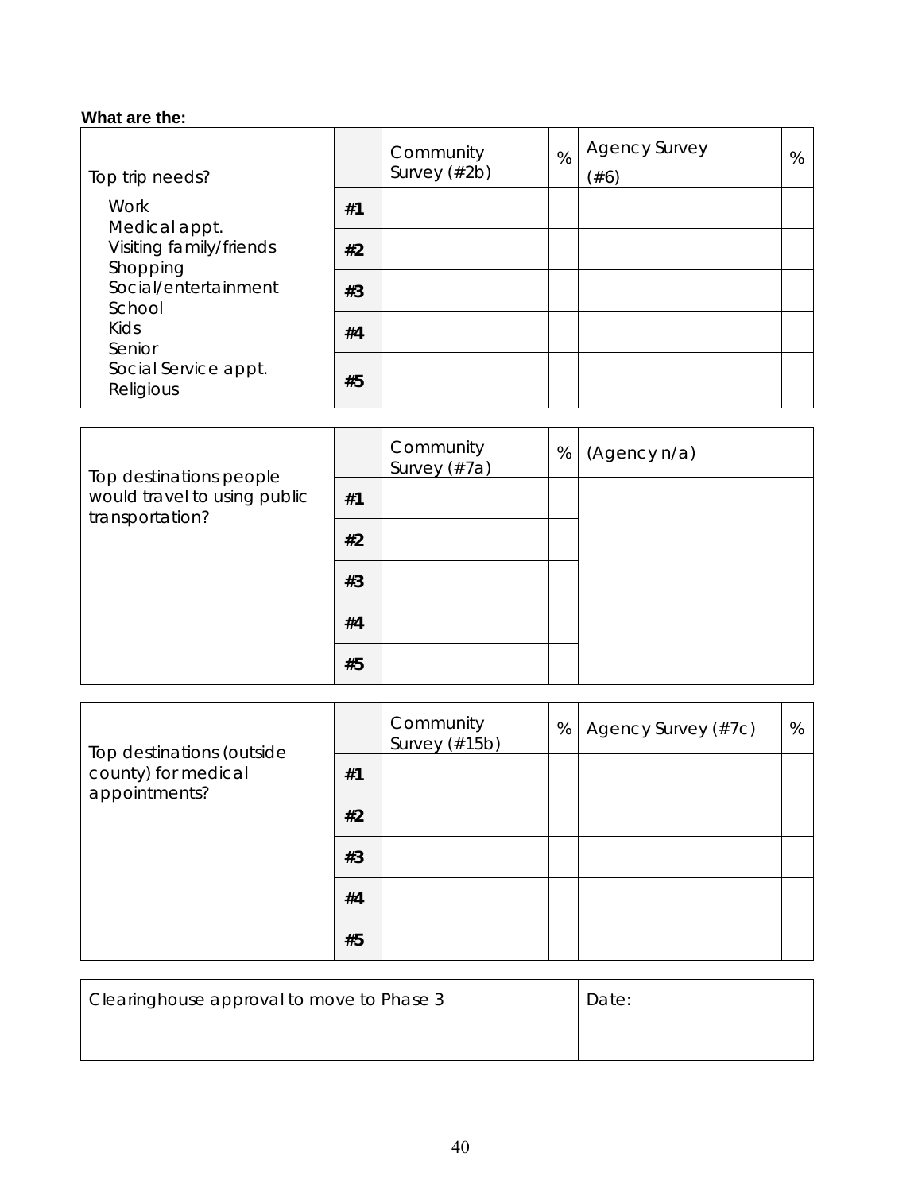**What are the:**

| Top trip needs? | | Community Survey (#2b) | % | Agency Survey (#6) | % |
|---|---|---|---|---|---|
| Work<br>Medical appt.<br>Visiting family/friends<br>Shopping<br>Social/entertainment<br>School<br>Kids<br>Senior<br>Social Service appt.<br>Religious | #1 | | | | |
| | #2 | | | | |
| | #3 | | | | |
| | #4 | | | | |
| | #5 | | | | |

| Top destinations people would travel to using public transportation? | | Community Survey (#7a) | % | (Agency n/a) |
|---|---|---|---|---|
| | #1 | | | |
| | #2 | | | |
| | #3 | | | |
| | #4 | | | |
| | #5 | | | |

| Top destinations (outside county) for medical appointments? | | Community Survey (#15b) | % | Agency Survey (#7c) | % |
|---|---|---|---|---|---|
| | #1 | | | | |
| | #2 | | | | |
| | #3 | | | | |
| | #4 | | | | |
| | #5 | | | | |

| Clearinghouse approval to move to Phase 3 | Date: |
|---|---|
| | |